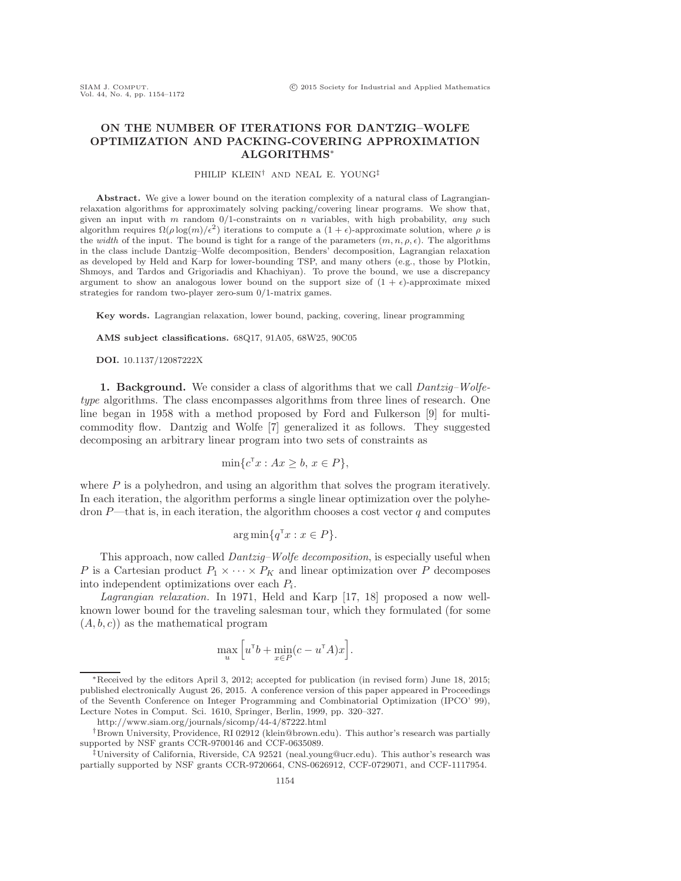# ON THE NUMBER OF ITERATIONS FOR DANTZIG–WOLFE OPTIMIZATION AND PACKING-COVERING APPROXIMATION ALGORITHMS*

PHILIP KLEIN† AND NEAL E. YOUNG‡

**Abstract.** We give a lower bound on the iteration complexity of a natural class of Lagrangian-relaxation algorithms for approximately solving packing/covering linear programs. We show that, given an input with $m$ random 0/1-constraints on $n$ variables, with high probability, *any* such algorithm requires $\Omega(\rho \log(m)/\epsilon^2)$ iterations to compute a $(1+\epsilon)$-approximate solution, where $\rho$ is the *width* of the input. The bound is tight for a range of the parameters $(m, n, \rho, \epsilon)$. The algorithms in the class include Dantzig–Wolfe decomposition, Benders' decomposition, Lagrangian relaxation as developed by Held and Karp for lower-bounding TSP, and many others (e.g., those by Plotkin, Shmoys, and Tardos and Grigoriadis and Khachiyan). To prove the bound, we use a discrepancy argument to show an analogous lower bound on the support size of $(1+\epsilon)$-approximate mixed strategies for random two-player zero-sum 0/1-matrix games.

**Key words.** Lagrangian relaxation, lower bound, packing, covering, linear programming

**AMS subject classifications.** 68Q17, 91A05, 68W25, 90C05

**DOI.** 10.1137/12087222X

## 1. Background.

We consider a class of algorithms that we call *Dantzig–Wolfe-type* algorithms. The class encompasses algorithms from three lines of research. One line began in 1958 with a method proposed by Ford and Fulkerson [9] for multicommodity flow. Dantzig and Wolfe [7] generalized it as follows. They suggested decomposing an arbitrary linear program into two sets of constraints as

$$\min\{c^{\intercal}x : Ax \geq b,\ x \in P\},$$

where $P$ is a polyhedron, and using an algorithm that solves the program iteratively. In each iteration, the algorithm performs a single linear optimization over the polyhedron $P$—that is, in each iteration, the algorithm chooses a cost vector $q$ and computes

$$\arg\min\{q^{\intercal}x : x \in P\}.$$

This approach, now called *Dantzig–Wolfe decomposition*, is especially useful when $P$ is a Cartesian product $P_1 \times \cdots \times P_K$ and linear optimization over $P$ decomposes into independent optimizations over each $P_i$.

*Lagrangian relaxation.* In 1971, Held and Karp [17, 18] proposed a now well-known lower bound for the traveling salesman tour, which they formulated (for some $(A, b, c)$) as the mathematical program

$$\max_{u}\Big[u^{\intercal}b + \min_{x\in P}(c - u^{\intercal}A)x\Big].$$

---

*Received by the editors April 3, 2012; accepted for publication (in revised form) June 18, 2015; published electronically August 26, 2015. A conference version of this paper appeared in Proceedings of the Seventh Conference on Integer Programming and Combinatorial Optimization (IPCO' 99), Lecture Notes in Comput. Sci. 1610, Springer, Berlin, 1999, pp. 320–327.

http://www.siam.org/journals/sicomp/44-4/87222.html

†Brown University, Providence, RI 02912 (klein@brown.edu). This author's research was partially supported by NSF grants CCR-9700146 and CCF-0635089.

‡University of California, Riverside, CA 92521 (neal.young@ucr.edu). This author's research was partially supported by NSF grants CCR-9720664, CNS-0626912, CCF-0729071, and CCF-1117954.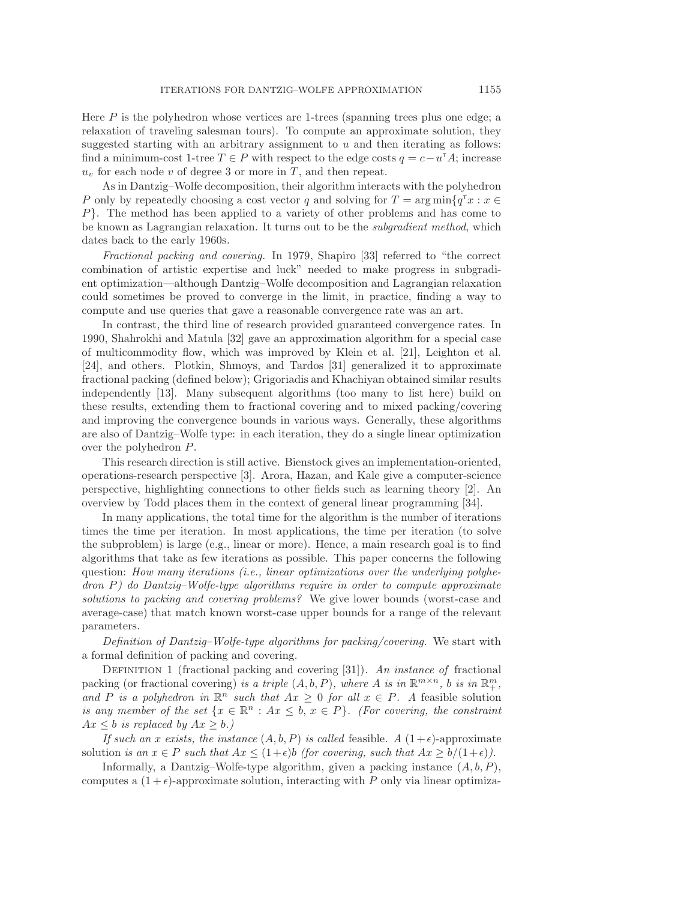Here $P$ is the polyhedron whose vertices are 1-trees (spanning trees plus one edge; a relaxation of traveling salesman tours). To compute an approximate solution, they suggested starting with an arbitrary assignment to $u$ and then iterating as follows: find a minimum-cost 1-tree $T \in P$ with respect to the edge costs $q = c - u^{\mathsf{T}} A$; increase $u_v$ for each node $v$ of degree 3 or more in $T$, and then repeat.

As in Dantzig–Wolfe decomposition, their algorithm interacts with the polyhedron $P$ only by repeatedly choosing a cost vector $q$ and solving for $T = \arg\min\{q^{\mathsf{T}} x : x \in P\}$. The method has been applied to a variety of other problems and has come to be known as Lagrangian relaxation. It turns out to be the *subgradient method*, which dates back to the early 1960s.

*Fractional packing and covering.* In 1979, Shapiro [33] referred to "the correct combination of artistic expertise and luck" needed to make progress in subgradient optimization—although Dantzig–Wolfe decomposition and Lagrangian relaxation could sometimes be proved to converge in the limit, in practice, finding a way to compute and use queries that gave a reasonable convergence rate was an art.

In contrast, the third line of research provided guaranteed convergence rates. In 1990, Shahrokhi and Matula [32] gave an approximation algorithm for a special case of multicommodity flow, which was improved by Klein et al. [21], Leighton et al. [24], and others. Plotkin, Shmoys, and Tardos [31] generalized it to approximate fractional packing (defined below); Grigoriadis and Khachiyan obtained similar results independently [13]. Many subsequent algorithms (too many to list here) build on these results, extending them to fractional covering and to mixed packing/covering and improving the convergence bounds in various ways. Generally, these algorithms are also of Dantzig–Wolfe type: in each iteration, they do a single linear optimization over the polyhedron $P$.

This research direction is still active. Bienstock gives an implementation-oriented, operations-research perspective [3]. Arora, Hazan, and Kale give a computer-science perspective, highlighting connections to other fields such as learning theory [2]. An overview by Todd places them in the context of general linear programming [34].

In many applications, the total time for the algorithm is the number of iterations times the time per iteration. In most applications, the time per iteration (to solve the subproblem) is large (e.g., linear or more). Hence, a main research goal is to find algorithms that take as few iterations as possible. This paper concerns the following question: *How many iterations (i.e., linear optimizations over the underlying polyhedron $P$) do Dantzig–Wolfe-type algorithms require in order to compute approximate solutions to packing and covering problems?* We give lower bounds (worst-case and average-case) that match known worst-case upper bounds for a range of the relevant parameters.

*Definition of Dantzig–Wolfe-type algorithms for packing/covering.* We start with a formal definition of packing and covering.

Definition 1 (fractional packing and covering [31]). *An instance of* fractional packing (or fractional covering) *is a triple $(A, b, P)$, where $A$ is in $\mathbb{R}^{m \times n}$, $b$ is in $\mathbb{R}^m_+$, and $P$ is a polyhedron in $\mathbb{R}^n$ such that $Ax \geq 0$ for all $x \in P$. A* feasible solution *is any member of the set $\{x \in \mathbb{R}^n : Ax \leq b,\ x \in P\}$. (For covering, the constraint $Ax \leq b$ is replaced by $Ax \geq b$.)*

*If such an $x$ exists, the instance $(A, b, P)$ is called* feasible. *A $(1+\epsilon)$*-approximate solution *is an $x \in P$ such that $Ax \leq (1+\epsilon)b$ (for covering, such that $Ax \geq b/(1+\epsilon)$).*

Informally, a Dantzig–Wolfe-type algorithm, given a packing instance $(A, b, P)$, computes a $(1+\epsilon)$-approximate solution, interacting with $P$ only via linear optimiza-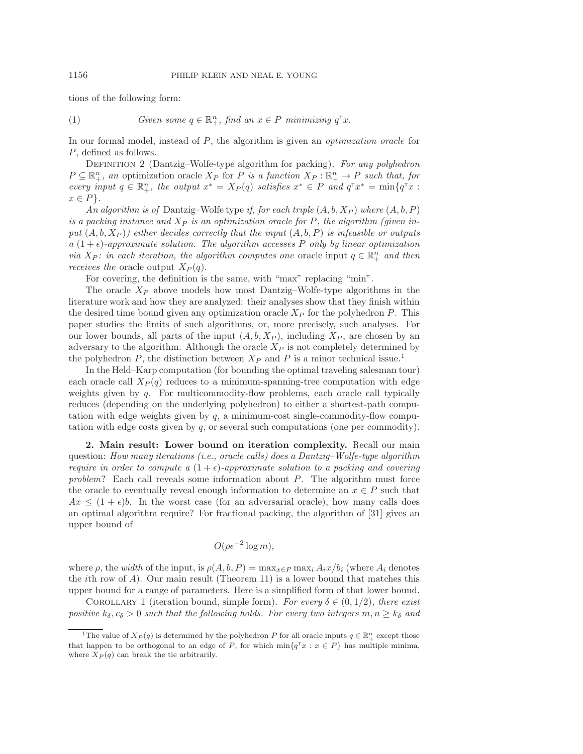tions of the following form:

$$\text{(1)} \qquad \textit{Given some } q \in \mathbb{R}^n_+, \textit{ find an } x \in P \textit{ minimizing } q^\intercal x.$$

In our formal model, instead of $P$, the algorithm is given an *optimization oracle* for $P$, defined as follows.

Definition 2 (Dantzig–Wolfe-type algorithm for packing). *For any polyhedron $P \subseteq \mathbb{R}^n_+$, an* optimization oracle *$X_P$ for $P$ is a function $X_P : \mathbb{R}^n_+ \to P$ such that, for every input $q \in \mathbb{R}^n_+$, the output $x^* = X_P(q)$ satisfies $x^* \in P$ and $q^\intercal x^* = \min\{q^\intercal x : x \in P\}$.*

*An algorithm is of* Dantzig–Wolfe type *if, for each triple $(A, b, X_P)$ where $(A, b, P)$ is a packing instance and $X_P$ is an optimization oracle for $P$, the algorithm (given input $(A, b, X_P)$) either decides correctly that the input $(A, b, P)$ is infeasible or outputs a $(1 + \epsilon)$-approximate solution. The algorithm accesses $P$ only by linear optimization via $X_P$: in each iteration, the algorithm computes one* oracle input *$q \in \mathbb{R}^n_+$ and then receives the* oracle output *$X_P(q)$.*

For covering, the definition is the same, with "max" replacing "min".

The oracle $X_P$ above models how most Dantzig–Wolfe-type algorithms in the literature work and how they are analyzed: their analyses show that they finish within the desired time bound given any optimization oracle $X_P$ for the polyhedron $P$. This paper studies the limits of such algorithms, or, more precisely, such analyses. For our lower bounds, all parts of the input $(A, b, X_P)$, including $X_P$, are chosen by an adversary to the algorithm. Although the oracle $X_P$ is not completely determined by the polyhedron $P$, the distinction between $X_P$ and $P$ is a minor technical issue.[1]

In the Held–Karp computation (for bounding the optimal traveling salesman tour) each oracle call $X_P(q)$ reduces to a minimum-spanning-tree computation with edge weights given by $q$. For multicommodity-flow problems, each oracle call typically reduces (depending on the underlying polyhedron) to either a shortest-path computation with edge weights given by $q$, a minimum-cost single-commodity-flow computation with edge costs given by $q$, or several such computations (one per commodity).

## 2. Main result: Lower bound on iteration complexity.

Recall our main question: *How many iterations (i.e., oracle calls) does a Dantzig–Wolfe-type algorithm require in order to compute a $(1 + \epsilon)$-approximate solution to a packing and covering problem*? Each call reveals some information about $P$. The algorithm must force the oracle to eventually reveal enough information to determine an $x \in P$ such that $Ax \leq (1 + \epsilon)b$. In the worst case (for an adversarial oracle), how many calls does an optimal algorithm require? For fractional packing, the algorithm of [31] gives an upper bound of

$$O(\rho\epsilon^{-2} \log m),$$

where $\rho$, the *width* of the input, is $\rho(A, b, P) = \max_{x \in P} \max_i A_i x / b_i$ (where $A_i$ denotes the $i$th row of $A$). Our main result (Theorem 11) is a lower bound that matches this upper bound for a range of parameters. Here is a simplified form of that lower bound.

Corollary 1 (iteration bound, simple form). *For every $\delta \in (0, 1/2)$, there exist positive $k_\delta, c_\delta > 0$ such that the following holds. For every two integers $m, n \geq k_\delta$ and*

---

[1] The value of $X_P(q)$ is determined by the polyhedron $P$ for all oracle inputs $q \in \mathbb{R}^n_+$ except those that happen to be orthogonal to an edge of $P$, for which $\min\{q^\intercal x : x \in P\}$ has multiple minima, where $X_P(q)$ can break the tie arbitrarily.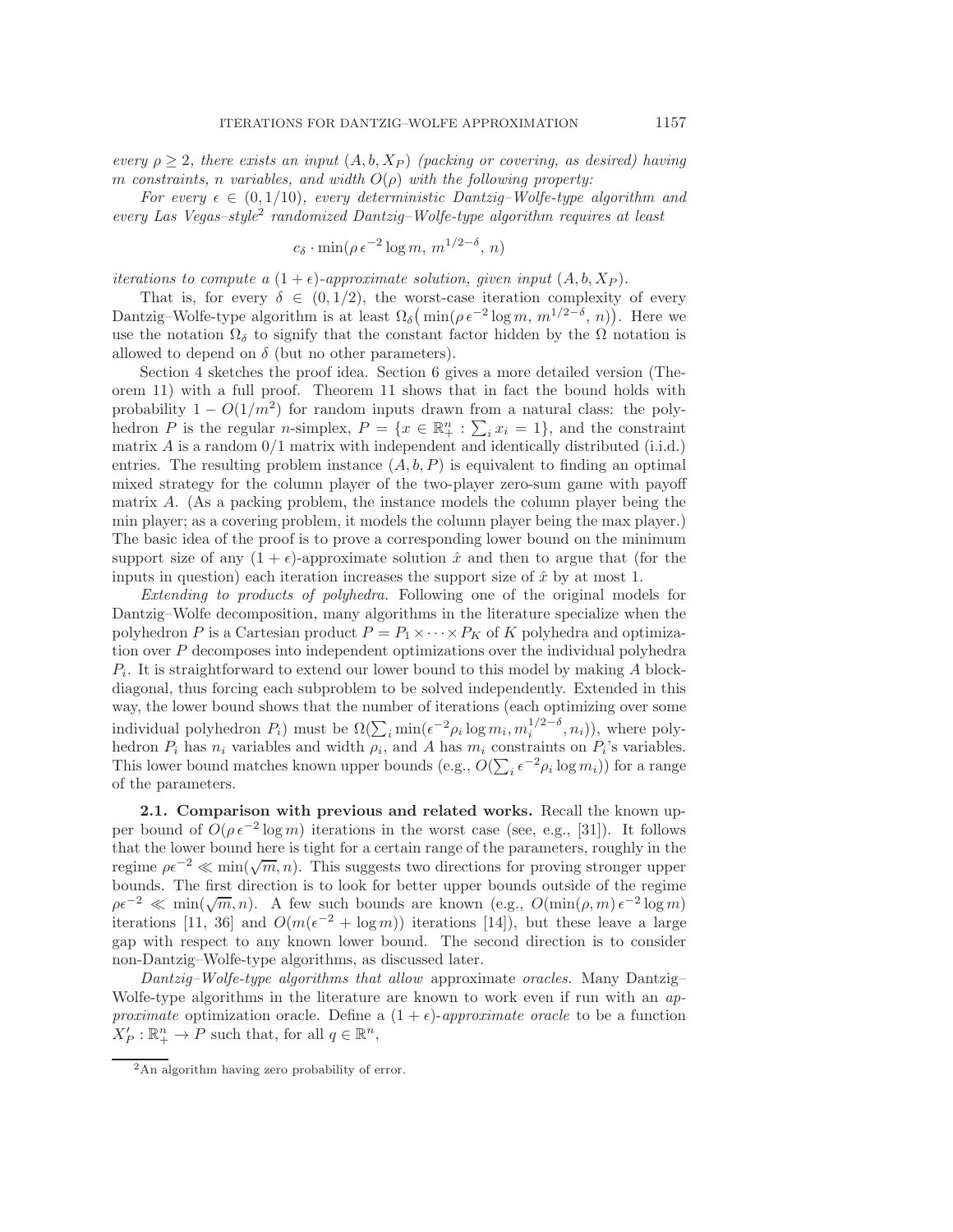*every $\rho \geq 2$, there exists an input $(A, b, X_P)$ (packing or covering, as desired) having $m$ constraints, $n$ variables, and width $O(\rho)$ with the following property:*

*For every $\epsilon \in (0, 1/10)$, every deterministic Dantzig–Wolfe-type algorithm and every Las Vegas–style[2] randomized Dantzig–Wolfe-type algorithm requires at least*

$$c_\delta \cdot \min(\rho\, \epsilon^{-2} \log m,\ m^{1/2-\delta},\ n)$$

*iterations to compute a $(1+\epsilon)$-approximate solution, given input $(A, b, X_P)$.*

That is, for every $\delta \in (0, 1/2)$, the worst-case iteration complexity of every Dantzig–Wolfe-type algorithm is at least $\Omega_\delta\big(\min(\rho\, \epsilon^{-2} \log m,\ m^{1/2-\delta},\ n)\big)$. Here we use the notation $\Omega_\delta$ to signify that the constant factor hidden by the $\Omega$ notation is allowed to depend on $\delta$ (but no other parameters).

Section 4 sketches the proof idea. Section 6 gives a more detailed version (Theorem 11) with a full proof. Theorem 11 shows that in fact the bound holds with probability $1 - O(1/m^2)$ for random inputs drawn from a natural class: the polyhedron $P$ is the regular $n$-simplex, $P = \{x \in \mathbb{R}^n_+ : \sum_i x_i = 1\}$, and the constraint matrix $A$ is a random $0/1$ matrix with independent and identically distributed (i.i.d.) entries. The resulting problem instance $(A, b, P)$ is equivalent to finding an optimal mixed strategy for the column player of the two-player zero-sum game with payoff matrix $A$. (As a packing problem, the instance models the column player being the min player; as a covering problem, it models the column player being the max player.) The basic idea of the proof is to prove a corresponding lower bound on the minimum support size of any $(1+\epsilon)$-approximate solution $\hat{x}$ and then to argue that (for the inputs in question) each iteration increases the support size of $\hat{x}$ by at most 1.

*Extending to products of polyhedra.* Following one of the original models for Dantzig–Wolfe decomposition, many algorithms in the literature specialize when the polyhedron $P$ is a Cartesian product $P = P_1 \times \cdots \times P_K$ of $K$ polyhedra and optimization over $P$ decomposes into independent optimizations over the individual polyhedra $P_i$. It is straightforward to extend our lower bound to this model by making $A$ block-diagonal, thus forcing each subproblem to be solved independently. Extended in this way, the lower bound shows that the number of iterations (each optimizing over some individual polyhedron $P_i$) must be $\Omega(\sum_i \min(\epsilon^{-2}\rho_i \log m_i, m_i^{1/2-\delta}, n_i))$, where polyhedron $P_i$ has $n_i$ variables and width $\rho_i$, and $A$ has $m_i$ constraints on $P_i$'s variables. This lower bound matches known upper bounds (e.g., $O(\sum_i \epsilon^{-2}\rho_i \log m_i)$) for a range of the parameters.

**2.1. Comparison with previous and related works.** Recall the known upper bound of $O(\rho\, \epsilon^{-2} \log m)$ iterations in the worst case (see, e.g., [31]). It follows that the lower bound here is tight for a certain range of the parameters, roughly in the regime $\rho\epsilon^{-2} \ll \min(\sqrt{m}, n)$. This suggests two directions for proving stronger upper bounds. The first direction is to look for better upper bounds outside of the regime $\rho\epsilon^{-2} \ll \min(\sqrt{m}, n)$. A few such bounds are known (e.g., $O(\min(\rho, m)\, \epsilon^{-2} \log m)$ iterations [11, 36] and $O(m(\epsilon^{-2} + \log m))$ iterations [14]), but these leave a large gap with respect to any known lower bound. The second direction is to consider non-Dantzig–Wolfe-type algorithms, as discussed later.

*Dantzig–Wolfe-type algorithms that allow* approximate *oracles.* Many Dantzig–Wolfe-type algorithms in the literature are known to work even if run with an *approximate* optimization oracle. Define a $(1+\epsilon)$*-approximate oracle* to be a function $X'_P : \mathbb{R}^n_+ \to P$ such that, for all $q \in \mathbb{R}^n$,

[2] An algorithm having zero probability of error.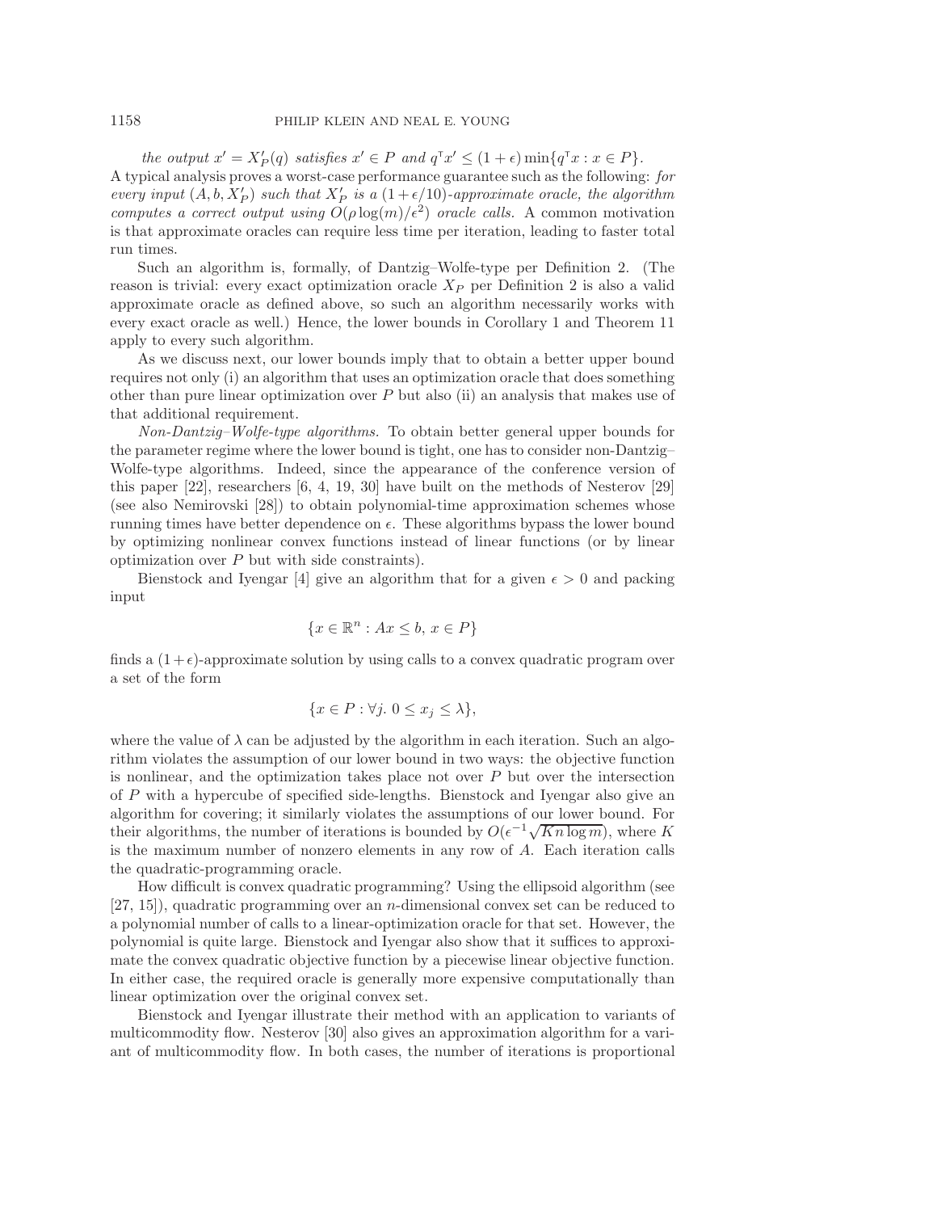*the output $x' = X'_P(q)$ satisfies $x' \in P$ and $q^\intercal x' \leq (1+\epsilon)\min\{q^\intercal x : x \in P\}$.*
A typical analysis proves a worst-case performance guarantee such as the following: *for every input $(A, b, X'_P)$ such that $X'_P$ is a $(1+\epsilon/10)$-approximate oracle, the algorithm computes a correct output using $O(\rho \log(m)/\epsilon^2)$ oracle calls.* A common motivation is that approximate oracles can require less time per iteration, leading to faster total run times.

Such an algorithm is, formally, of Dantzig–Wolfe-type per Definition 2. (The reason is trivial: every exact optimization oracle $X_P$ per Definition 2 is also a valid approximate oracle as defined above, so such an algorithm necessarily works with every exact oracle as well.) Hence, the lower bounds in Corollary 1 and Theorem 11 apply to every such algorithm.

As we discuss next, our lower bounds imply that to obtain a better upper bound requires not only (i) an algorithm that uses an optimization oracle that does something other than pure linear optimization over $P$ but also (ii) an analysis that makes use of that additional requirement.

*Non-Dantzig–Wolfe-type algorithms.* To obtain better general upper bounds for the parameter regime where the lower bound is tight, one has to consider non-Dantzig–Wolfe-type algorithms. Indeed, since the appearance of the conference version of this paper [22], researchers [6, 4, 19, 30] have built on the methods of Nesterov [29] (see also Nemirovski [28]) to obtain polynomial-time approximation schemes whose running times have better dependence on $\epsilon$. These algorithms bypass the lower bound by optimizing nonlinear convex functions instead of linear functions (or by linear optimization over $P$ but with side constraints).

Bienstock and Iyengar [4] give an algorithm that for a given $\epsilon > 0$ and packing input

$$\{x \in \mathbb{R}^n : Ax \leq b,\ x \in P\}$$

finds a $(1+\epsilon)$-approximate solution by using calls to a convex quadratic program over a set of the form

$$\{x \in P : \forall j.\ 0 \leq x_j \leq \lambda\},$$

where the value of $\lambda$ can be adjusted by the algorithm in each iteration. Such an algorithm violates the assumption of our lower bound in two ways: the objective function is nonlinear, and the optimization takes place not over $P$ but over the intersection of $P$ with a hypercube of specified side-lengths. Bienstock and Iyengar also give an algorithm for covering; it similarly violates the assumptions of our lower bound. For their algorithms, the number of iterations is bounded by $O(\epsilon^{-1}\sqrt{Kn \log m})$, where $K$ is the maximum number of nonzero elements in any row of $A$. Each iteration calls the quadratic-programming oracle.

How difficult is convex quadratic programming? Using the ellipsoid algorithm (see [27, 15]), quadratic programming over an $n$-dimensional convex set can be reduced to a polynomial number of calls to a linear-optimization oracle for that set. However, the polynomial is quite large. Bienstock and Iyengar also show that it suffices to approximate the convex quadratic objective function by a piecewise linear objective function. In either case, the required oracle is generally more expensive computationally than linear optimization over the original convex set.

Bienstock and Iyengar illustrate their method with an application to variants of multicommodity flow. Nesterov [30] also gives an approximation algorithm for a variant of multicommodity flow. In both cases, the number of iterations is proportional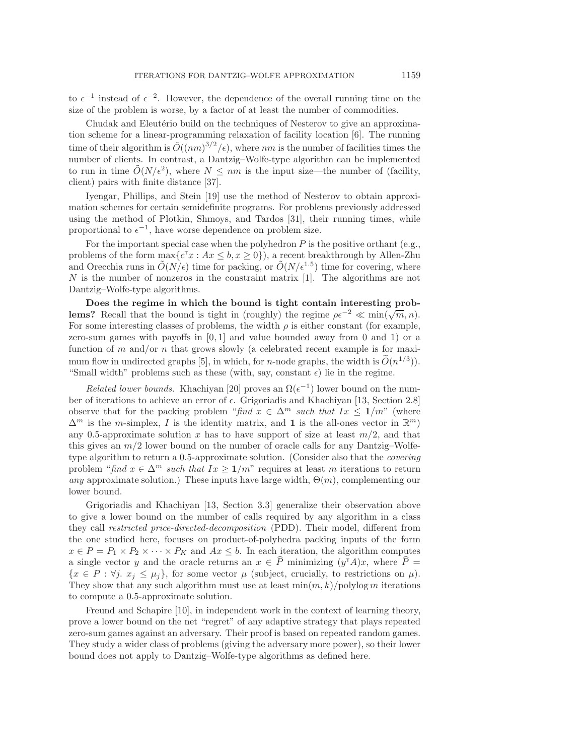to $\epsilon^{-1}$ instead of $\epsilon^{-2}$. However, the dependence of the overall running time on the size of the problem is worse, by a factor of at least the number of commodities.

Chudak and Eleutério build on the techniques of Nesterov to give an approximation scheme for a linear-programming relaxation of facility location [6]. The running time of their algorithm is $\tilde{O}((nm)^{3/2}/\epsilon)$, where $nm$ is the number of facilities times the number of clients. In contrast, a Dantzig–Wolfe-type algorithm can be implemented to run in time $\tilde{O}(N/\epsilon^2)$, where $N \leq nm$ is the input size—the number of (facility, client) pairs with finite distance [37].

Iyengar, Phillips, and Stein [19] use the method of Nesterov to obtain approximation schemes for certain semidefinite programs. For problems previously addressed using the method of Plotkin, Shmoys, and Tardos [31], their running times, while proportional to $\epsilon^{-1}$, have worse dependence on problem size.

For the important special case when the polyhedron $P$ is the positive orthant (e.g., problems of the form $\max\{c^\intercal x : Ax \leq b, x \geq 0\}$), a recent breakthrough by Allen-Zhu and Orecchia runs in $\tilde{O}(N/\epsilon)$ time for packing, or $\tilde{O}(N/\epsilon^{1.5})$ time for covering, where $N$ is the number of nonzeros in the constraint matrix [1]. The algorithms are not Dantzig–Wolfe-type algorithms.

**Does the regime in which the bound is tight contain interesting problems?** Recall that the bound is tight in (roughly) the regime $\rho\epsilon^{-2} \ll \min(\sqrt{m}, n)$. For some interesting classes of problems, the width $\rho$ is either constant (for example, zero-sum games with payoffs in $[0, 1]$ and value bounded away from 0 and 1) or a function of $m$ and/or $n$ that grows slowly (a celebrated recent example is for maximum flow in undirected graphs [5], in which, for $n$-node graphs, the width is $\widetilde{O}(n^{1/3})$). "Small width" problems such as these (with, say, constant $\epsilon$) lie in the regime.

*Related lower bounds.* Khachiyan [20] proves an $\Omega(\epsilon^{-1})$ lower bound on the number of iterations to achieve an error of $\epsilon$. Grigoriadis and Khachiyan [13, Section 2.8] observe that for the packing problem "*find* $x \in \Delta^m$ *such that* $Ix \leq \mathbf{1}/m$" (where $\Delta^m$ is the $m$-simplex, $I$ is the identity matrix, and $\mathbf{1}$ is the all-ones vector in $\mathbb{R}^m$) any 0.5-approximate solution $x$ has to have support of size at least $m/2$, and that this gives an $m/2$ lower bound on the number of oracle calls for any Dantzig–Wolfe-type algorithm to return a 0.5-approximate solution. (Consider also that the *covering* problem "*find* $x \in \Delta^m$ *such that* $Ix \geq \mathbf{1}/m$" requires at least $m$ iterations to return *any* approximate solution.) These inputs have large width, $\Theta(m)$, complementing our lower bound.

Grigoriadis and Khachiyan [13, Section 3.3] generalize their observation above to give a lower bound on the number of calls required by any algorithm in a class they call *restricted price-directed-decomposition* (PDD). Their model, different from the one studied here, focuses on product-of-polyhedra packing inputs of the form $x \in P = P_1 \times P_2 \times \cdots \times P_K$ and $Ax \leq b$. In each iteration, the algorithm computes a single vector $y$ and the oracle returns an $x \in \widehat{P}$ minimizing $(y^\intercal A)x$, where $\widehat{P} = \{x \in P : \forall j.\ x_j \leq \mu_j\}$, for some vector $\mu$ (subject, crucially, to restrictions on $\mu$). They show that any such algorithm must use at least $\min(m, k)/\text{polylog}\, m$ iterations to compute a 0.5-approximate solution.

Freund and Schapire [10], in independent work in the context of learning theory, prove a lower bound on the net "regret" of any adaptive strategy that plays repeated zero-sum games against an adversary. Their proof is based on repeated random games. They study a wider class of problems (giving the adversary more power), so their lower bound does not apply to Dantzig–Wolfe-type algorithms as defined here.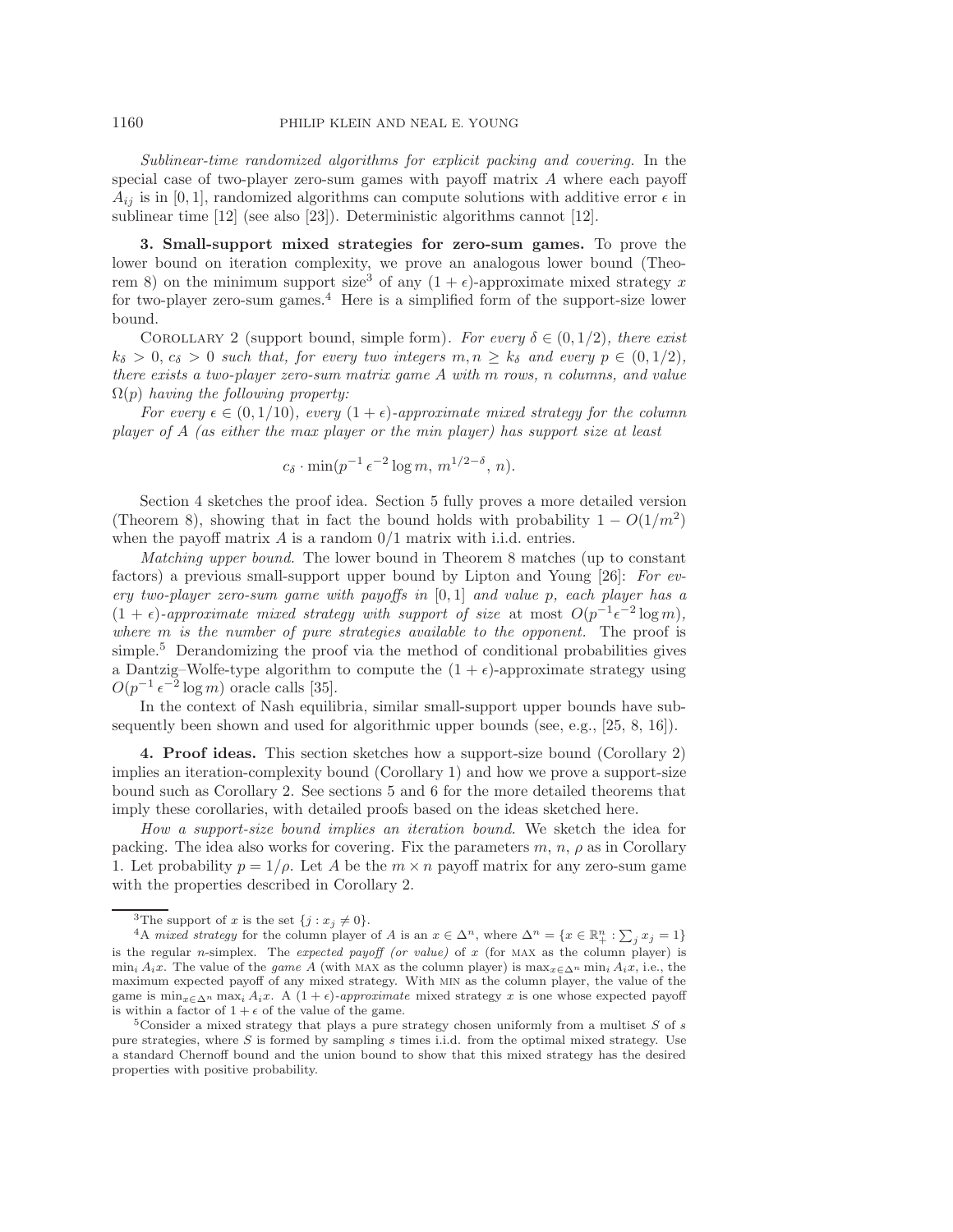*Sublinear-time randomized algorithms for explicit packing and covering.* In the special case of two-player zero-sum games with payoff matrix $A$ where each payoff $A_{ij}$ is in $[0, 1]$, randomized algorithms can compute solutions with additive error $\epsilon$ in sublinear time [12] (see also [23]). Deterministic algorithms cannot [12].

## 3. Small-support mixed strategies for zero-sum games.

To prove the lower bound on iteration complexity, we prove an analogous lower bound (Theorem 8) on the minimum support size[3] of any $(1 + \epsilon)$-approximate mixed strategy $x$ for two-player zero-sum games.[4] Here is a simplified form of the support-size lower bound.

COROLLARY 2 (support bound, simple form). *For every $\delta \in (0, 1/2)$, there exist $k_\delta > 0$, $c_\delta > 0$ such that, for every two integers $m, n \geq k_\delta$ and every $p \in (0, 1/2)$, there exists a two-player zero-sum matrix game $A$ with $m$ rows, $n$ columns, and value $\Omega(p)$ having the following property:*

*For every $\epsilon \in (0, 1/10)$, every $(1 + \epsilon)$-approximate mixed strategy for the column player of $A$ (as either the max player or the min player) has support size at least*

$$c_\delta \cdot \min(p^{-1} \epsilon^{-2} \log m,\, m^{1/2-\delta},\, n).$$

Section 4 sketches the proof idea. Section 5 fully proves a more detailed version (Theorem 8), showing that in fact the bound holds with probability $1 - O(1/m^2)$ when the payoff matrix $A$ is a random 0/1 matrix with i.i.d. entries.

*Matching upper bound.* The lower bound in Theorem 8 matches (up to constant factors) a previous small-support upper bound by Lipton and Young [26]: *For every two-player zero-sum game with payoffs in* $[0, 1]$ *and value* $p$*, each player has a* $(1 + \epsilon)$*-approximate mixed strategy with support of size* at most $O(p^{-1}\epsilon^{-2} \log m)$*, where* $m$ *is the number of pure strategies available to the opponent.* The proof is simple.[5] Derandomizing the proof via the method of conditional probabilities gives a Dantzig–Wolfe-type algorithm to compute the $(1 + \epsilon)$-approximate strategy using $O(p^{-1} \epsilon^{-2} \log m)$ oracle calls [35].

In the context of Nash equilibria, similar small-support upper bounds have subsequently been shown and used for algorithmic upper bounds (see, e.g., [25, 8, 16]).

## 4. Proof ideas.

This section sketches how a support-size bound (Corollary 2) implies an iteration-complexity bound (Corollary 1) and how we prove a support-size bound such as Corollary 2. See sections 5 and 6 for the more detailed theorems that imply these corollaries, with detailed proofs based on the ideas sketched here.

*How a support-size bound implies an iteration bound.* We sketch the idea for packing. The idea also works for covering. Fix the parameters $m$, $n$, $\rho$ as in Corollary 1. Let probability $p = 1/\rho$. Let $A$ be the $m \times n$ payoff matrix for any zero-sum game with the properties described in Corollary 2.

---

[3] The support of $x$ is the set $\{j : x_j \neq 0\}$.

[4] A *mixed strategy* for the column player of $A$ is an $x \in \Delta^n$, where $\Delta^n = \{x \in \mathbb{R}^n_+ : \sum_j x_j = 1\}$ is the regular $n$-simplex. The *expected payoff (or value)* of $x$ (for MAX as the column player) is $\min_i A_i x$. The value of the *game* $A$ (with MAX as the column player) is $\max_{x \in \Delta^n} \min_i A_i x$, i.e., the maximum expected payoff of any mixed strategy. With MIN as the column player, the value of the game is $\min_{x \in \Delta^n} \max_i A_i x$. A $(1 + \epsilon)$*-approximate* mixed strategy $x$ is one whose expected payoff is within a factor of $1 + \epsilon$ of the value of the game.

[5] Consider a mixed strategy that plays a pure strategy chosen uniformly from a multiset $S$ of $s$ pure strategies, where $S$ is formed by sampling $s$ times i.i.d. from the optimal mixed strategy. Use a standard Chernoff bound and the union bound to show that this mixed strategy has the desired properties with positive probability.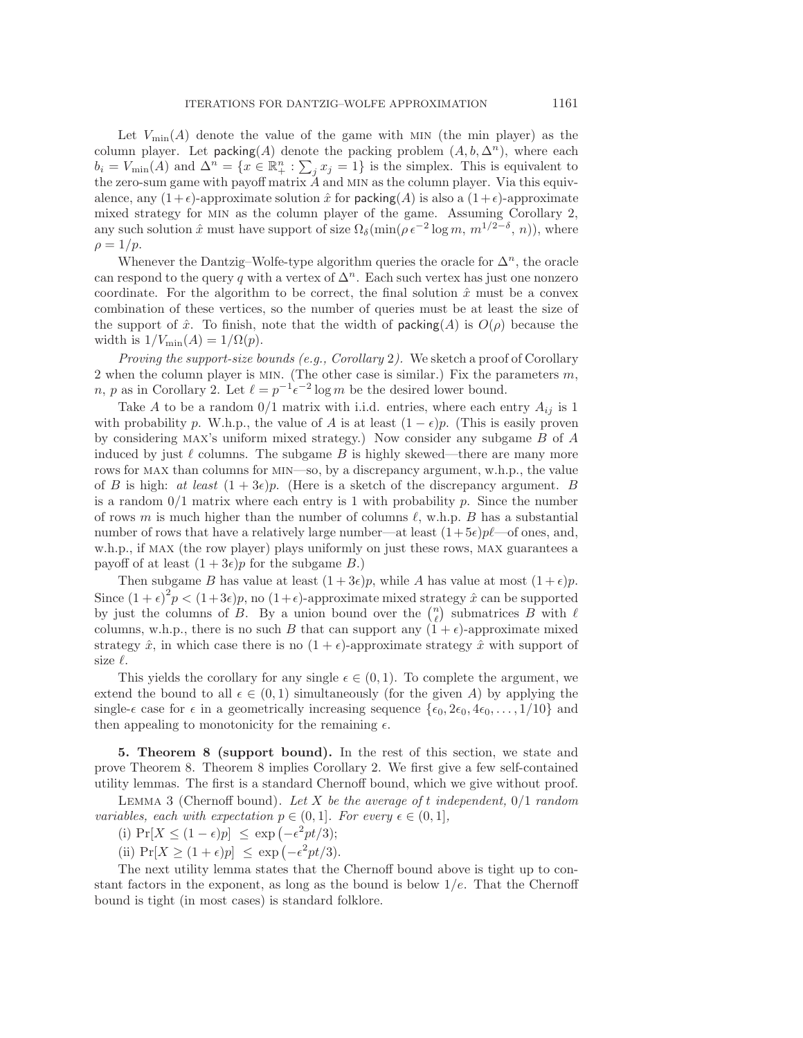Let $V_{\min}(A)$ denote the value of the game with MIN (the min player) as the column player. Let $\mathsf{packing}(A)$ denote the packing problem $(A, b, \Delta^n)$, where each $b_i = V_{\min}(A)$ and $\Delta^n = \{x \in \mathbb{R}^n_+ : \sum_j x_j = 1\}$ is the simplex. This is equivalent to the zero-sum game with payoff matrix $A$ and MIN as the column player. Via this equivalence, any $(1+\epsilon)$-approximate solution $\hat{x}$ for $\mathsf{packing}(A)$ is also a $(1+\epsilon)$-approximate mixed strategy for MIN as the column player of the game. Assuming Corollary 2, any such solution $\hat{x}$ must have support of size $\Omega_\delta(\min(\rho\,\epsilon^{-2}\log m,\ m^{1/2-\delta},\ n))$, where $\rho = 1/p$.

Whenever the Dantzig–Wolfe-type algorithm queries the oracle for $\Delta^n$, the oracle can respond to the query $q$ with a vertex of $\Delta^n$. Each such vertex has just one nonzero coordinate. For the algorithm to be correct, the final solution $\hat{x}$ must be a convex combination of these vertices, so the number of queries must be at least the size of the support of $\hat{x}$. To finish, note that the width of $\mathsf{packing}(A)$ is $O(\rho)$ because the width is $1/V_{\min}(A) = 1/\Omega(p)$.

*Proving the support-size bounds (e.g., Corollary 2).* We sketch a proof of Corollary 2 when the column player is MIN. (The other case is similar.) Fix the parameters $m$, $n$, $p$ as in Corollary 2. Let $\ell = p^{-1}\epsilon^{-2}\log m$ be the desired lower bound.

Take $A$ to be a random 0/1 matrix with i.i.d. entries, where each entry $A_{ij}$ is 1 with probability $p$. W.h.p., the value of $A$ is at least $(1-\epsilon)p$. (This is easily proven by considering MAX's uniform mixed strategy.) Now consider any subgame $B$ of $A$ induced by just $\ell$ columns. The subgame $B$ is highly skewed—there are many more rows for MAX than columns for MIN—so, by a discrepancy argument, w.h.p., the value of $B$ is high: *at least* $(1+3\epsilon)p$. (Here is a sketch of the discrepancy argument. $B$ is a random 0/1 matrix where each entry is 1 with probability $p$. Since the number of rows $m$ is much higher than the number of columns $\ell$, w.h.p. $B$ has a substantial number of rows that have a relatively large number—at least $(1+5\epsilon)p\ell$—of ones, and, w.h.p., if MAX (the row player) plays uniformly on just these rows, MAX guarantees a payoff of at least $(1+3\epsilon)p$ for the subgame $B$.)

Then subgame $B$ has value at least $(1+3\epsilon)p$, while $A$ has value at most $(1+\epsilon)p$. Since $(1+\epsilon)^2 p < (1+3\epsilon)p$, no $(1+\epsilon)$-approximate mixed strategy $\hat{x}$ can be supported by just the columns of $B$. By a union bound over the $\binom{n}{\ell}$ submatrices $B$ with $\ell$ columns, w.h.p., there is no such $B$ that can support any $(1+\epsilon)$-approximate mixed strategy $\hat{x}$, in which case there is no $(1+\epsilon)$-approximate strategy $\hat{x}$ with support of size $\ell$.

This yields the corollary for any single $\epsilon \in (0,1)$. To complete the argument, we extend the bound to all $\epsilon \in (0,1)$ simultaneously (for the given $A$) by applying the single-$\epsilon$ case for $\epsilon$ in a geometrically increasing sequence $\{\epsilon_0, 2\epsilon_0, 4\epsilon_0, \ldots, 1/10\}$ and then appealing to monotonicity for the remaining $\epsilon$.

## 5. Theorem 8 (support bound).

In the rest of this section, we state and prove Theorem 8. Theorem 8 implies Corollary 2. We first give a few self-contained utility lemmas. The first is a standard Chernoff bound, which we give without proof.

LEMMA 3 (Chernoff bound). *Let $X$ be the average of $t$ independent, 0/1 random variables, each with expectation $p \in (0,1]$. For every $\epsilon \in (0,1]$,*

(i) $\Pr[X \le (1-\epsilon)p] \ \le\ \exp\left(-\epsilon^2 pt/3\right)$;

(ii) $\Pr[X \ge (1+\epsilon)p] \ \le\ \exp\left(-\epsilon^2 pt/3\right)$.

The next utility lemma states that the Chernoff bound above is tight up to constant factors in the exponent, as long as the bound is below $1/e$. That the Chernoff bound is tight (in most cases) is standard folklore.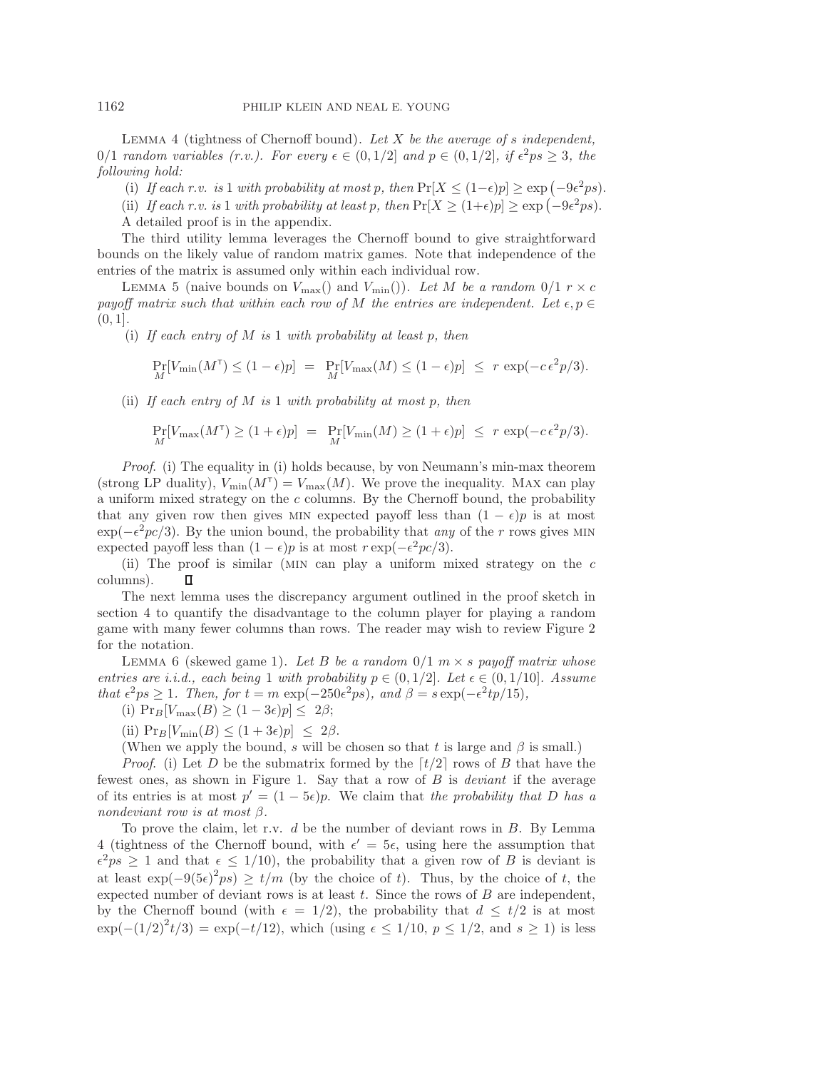LEMMA 4 (tightness of Chernoff bound). *Let $X$ be the average of $s$ independent, 0/1 random variables (r.v.). For every $\epsilon \in (0, 1/2]$ and $p \in (0, 1/2]$, if $\epsilon^2 ps \geq 3$, the following hold:*

(i) *If each r.v. is 1 with probability at most $p$, then $\Pr[X \leq (1-\epsilon)p] \geq \exp\left(-9\epsilon^2 ps\right)$.*

(ii) *If each r.v. is 1 with probability at least $p$, then $\Pr[X \geq (1+\epsilon)p] \geq \exp\left(-9\epsilon^2 ps\right)$.*

A detailed proof is in the appendix.

The third utility lemma leverages the Chernoff bound to give straightforward bounds on the likely value of random matrix games. Note that independence of the entries of the matrix is assumed only within each individual row.

LEMMA 5 (naive bounds on $V_{\max}()$ and $V_{\min}()$). *Let $M$ be a random 0/1 $r \times c$ payoff matrix such that within each row of $M$ the entries are independent. Let $\epsilon, p \in (0, 1]$.*

(i) *If each entry of $M$ is 1 with probability at least $p$, then*

$$\Pr_M[V_{\min}(M^\intercal) \leq (1-\epsilon)p] \;=\; \Pr_M[V_{\max}(M) \leq (1-\epsilon)p] \;\leq\; r\,\exp(-c\,\epsilon^2 p/3).$$

(ii) *If each entry of $M$ is 1 with probability at most $p$, then*

$$\Pr_M[V_{\max}(M^\intercal) \geq (1+\epsilon)p] \;=\; \Pr_M[V_{\min}(M) \geq (1+\epsilon)p] \;\leq\; r\,\exp(-c\,\epsilon^2 p/3).$$

*Proof.* (i) The equality in (i) holds because, by von Neumann's min-max theorem (strong LP duality), $V_{\min}(M^\intercal) = V_{\max}(M)$. We prove the inequality. MAX can play a uniform mixed strategy on the $c$ columns. By the Chernoff bound, the probability that any given row then gives MIN expected payoff less than $(1-\epsilon)p$ is at most $\exp(-\epsilon^2 pc/3)$. By the union bound, the probability that *any* of the $r$ rows gives MIN expected payoff less than $(1-\epsilon)p$ is at most $r\exp(-\epsilon^2 pc/3)$.

(ii) The proof is similar (MIN can play a uniform mixed strategy on the $c$ columns). $\square$

The next lemma uses the discrepancy argument outlined in the proof sketch in section 4 to quantify the disadvantage to the column player for playing a random game with many fewer columns than rows. The reader may wish to review Figure 2 for the notation.

LEMMA 6 (skewed game 1). *Let $B$ be a random 0/1 $m \times s$ payoff matrix whose entries are i.i.d., each being 1 with probability $p \in (0, 1/2]$. Let $\epsilon \in (0, 1/10]$. Assume that $\epsilon^2 ps \geq 1$. Then, for $t = m\,\exp(-250\epsilon^2 ps)$, and $\beta = s\exp(-\epsilon^2 tp/15)$,*

(i) $\Pr_B[V_{\max}(B) \geq (1-3\epsilon)p] \leq\; 2\beta$;

(ii) $\Pr_B[V_{\min}(B) \leq (1+3\epsilon)p] \;\leq\; 2\beta$.

(When we apply the bound, $s$ will be chosen so that $t$ is large and $\beta$ is small.)

*Proof.* (i) Let $D$ be the submatrix formed by the $\lceil t/2 \rceil$ rows of $B$ that have the fewest ones, as shown in Figure 1. Say that a row of $B$ is *deviant* if the average of its entries is at most $p' = (1-5\epsilon)p$. We claim that *the probability that $D$ has a nondeviant row is at most $\beta$.*

To prove the claim, let r.v. $d$ be the number of deviant rows in $B$. By Lemma 4 (tightness of the Chernoff bound, with $\epsilon' = 5\epsilon$, using here the assumption that $\epsilon^2 ps \geq 1$ and that $\epsilon \leq 1/10$), the probability that a given row of $B$ is deviant is at least $\exp(-9(5\epsilon)^2 ps) \geq t/m$ (by the choice of $t$). Thus, by the choice of $t$, the expected number of deviant rows is at least $t$. Since the rows of $B$ are independent, by the Chernoff bound (with $\epsilon = 1/2$), the probability that $d \leq t/2$ is at most $\exp(-(1/2)^2 t/3) = \exp(-t/12)$, which (using $\epsilon \leq 1/10$, $p \leq 1/2$, and $s \geq 1$) is less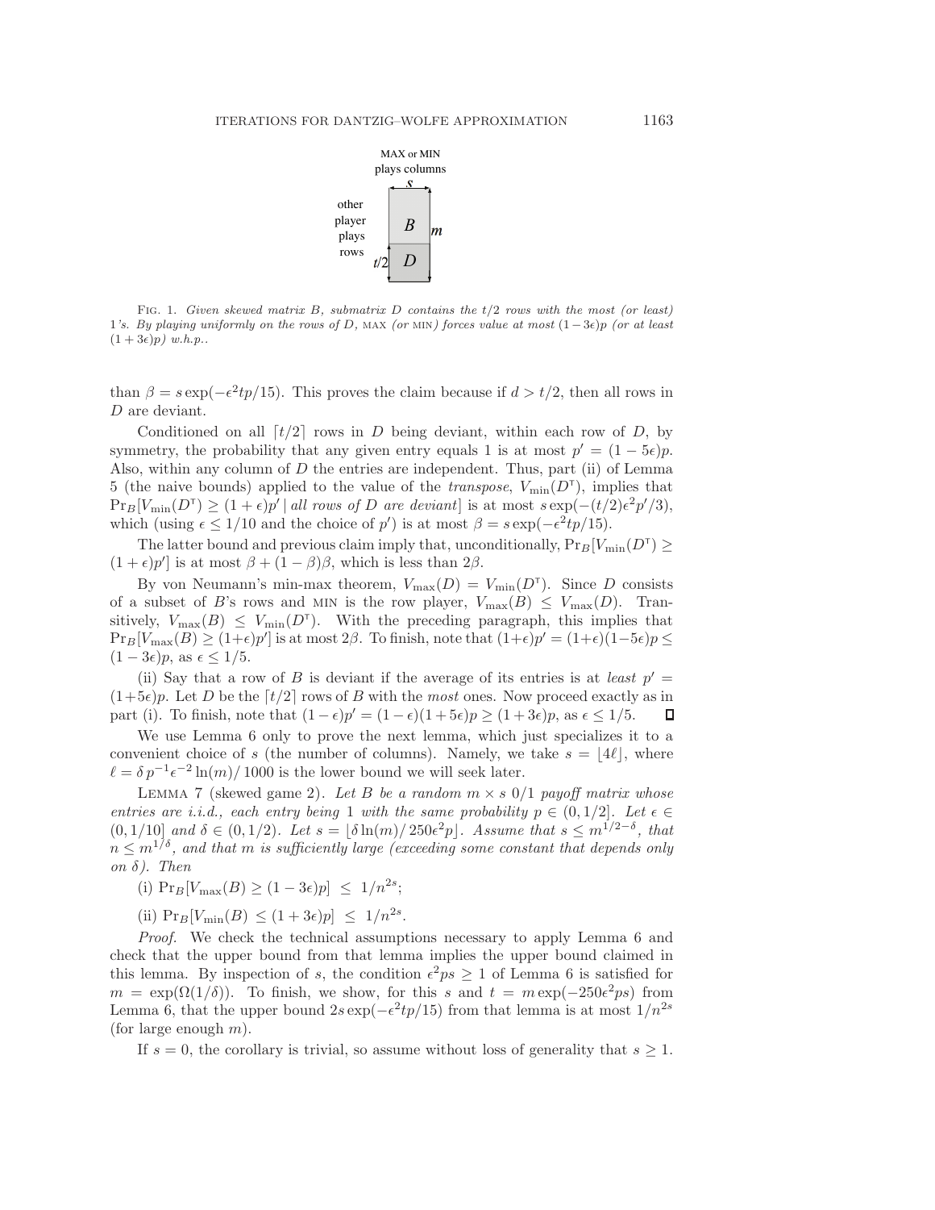Fig. 1. *Given skewed matrix $B$, submatrix $D$ contains the $t/2$ rows with the most (or least) 1's. By playing uniformly on the rows of $D$,* MAX *(or* MIN*) forces value at most $(1-3\epsilon)p$ (or at least $(1+3\epsilon)p$) w.h.p..*

than $\beta = s\exp(-\epsilon^2 tp/15)$. This proves the claim because if $d > t/2$, then all rows in $D$ are deviant.

Conditioned on all $\lceil t/2 \rceil$ rows in $D$ being deviant, within each row of $D$, by symmetry, the probability that any given entry equals 1 is at most $p' = (1-5\epsilon)p$. Also, within any column of $D$ the entries are independent. Thus, part (ii) of Lemma 5 (the naive bounds) applied to the value of the *transpose*, $V_{\min}(D^\intercal)$, implies that $\Pr_B[V_{\min}(D^\intercal) \geq (1+\epsilon)p' \mid \textit{all rows of } D \textit{ are deviant}]$ is at most $s\exp(-(t/2)\epsilon^2 p'/3)$, which (using $\epsilon \leq 1/10$ and the choice of $p'$) is at most $\beta = s\exp(-\epsilon^2 tp/15)$.

The latter bound and previous claim imply that, unconditionally, $\Pr_B[V_{\min}(D^\intercal) \geq (1+\epsilon)p']$ is at most $\beta + (1-\beta)\beta$, which is less than $2\beta$.

By von Neumann's min-max theorem, $V_{\max}(D) = V_{\min}(D^\intercal)$. Since $D$ consists of a subset of $B$'s rows and MIN is the row player, $V_{\max}(B) \leq V_{\max}(D)$. Transitively, $V_{\max}(B) \leq V_{\min}(D^\intercal)$. With the preceding paragraph, this implies that $\Pr_B[V_{\max}(B) \geq (1+\epsilon)p']$ is at most $2\beta$. To finish, note that $(1+\epsilon)p' = (1+\epsilon)(1-5\epsilon)p \leq (1-3\epsilon)p$, as $\epsilon \leq 1/5$.

(ii) Say that a row of $B$ is deviant if the average of its entries is at *least* $p' = (1+5\epsilon)p$. Let $D$ be the $\lceil t/2 \rceil$ rows of $B$ with the *most* ones. Now proceed exactly as in part (i). To finish, note that $(1-\epsilon)p' = (1-\epsilon)(1+5\epsilon)p \geq (1+3\epsilon)p$, as $\epsilon \leq 1/5$. ◻

We use Lemma 6 only to prove the next lemma, which just specializes it to a convenient choice of $s$ (the number of columns). Namely, we take $s = \lfloor 4\ell \rfloor$, where $\ell = \delta\, p^{-1}\epsilon^{-2}\ln(m)/\,1000$ is the lower bound we will seek later.

Lemma 7 (skewed game 2). *Let $B$ be a random $m \times s$ 0/1 payoff matrix whose entries are i.i.d., each entry being 1 with the same probability $p \in (0, 1/2]$. Let $\epsilon \in (0, 1/10]$ and $\delta \in (0, 1/2)$. Let $s = \lfloor \delta \ln(m)/\,250\epsilon^2 p \rfloor$. Assume that $s \leq m^{1/2-\delta}$, that $n \leq m^{1/\delta}$, and that $m$ is sufficiently large (exceeding some constant that depends only on $\delta$). Then*

(i) $\Pr_B[V_{\max}(B) \geq (1-3\epsilon)p] \;\leq\; 1/n^{2s}$;

(ii) $\Pr_B[V_{\min}(B) \leq (1+3\epsilon)p] \;\leq\; 1/n^{2s}$.

*Proof.* We check the technical assumptions necessary to apply Lemma 6 and check that the upper bound from that lemma implies the upper bound claimed in this lemma. By inspection of $s$, the condition $\epsilon^2 ps \geq 1$ of Lemma 6 is satisfied for $m = \exp(\Omega(1/\delta))$. To finish, we show, for this $s$ and $t = m\exp(-250\epsilon^2 ps)$ from Lemma 6, that the upper bound $2s\exp(-\epsilon^2 tp/15)$ from that lemma is at most $1/n^{2s}$ (for large enough $m$).

If $s = 0$, the corollary is trivial, so assume without loss of generality that $s \geq 1$.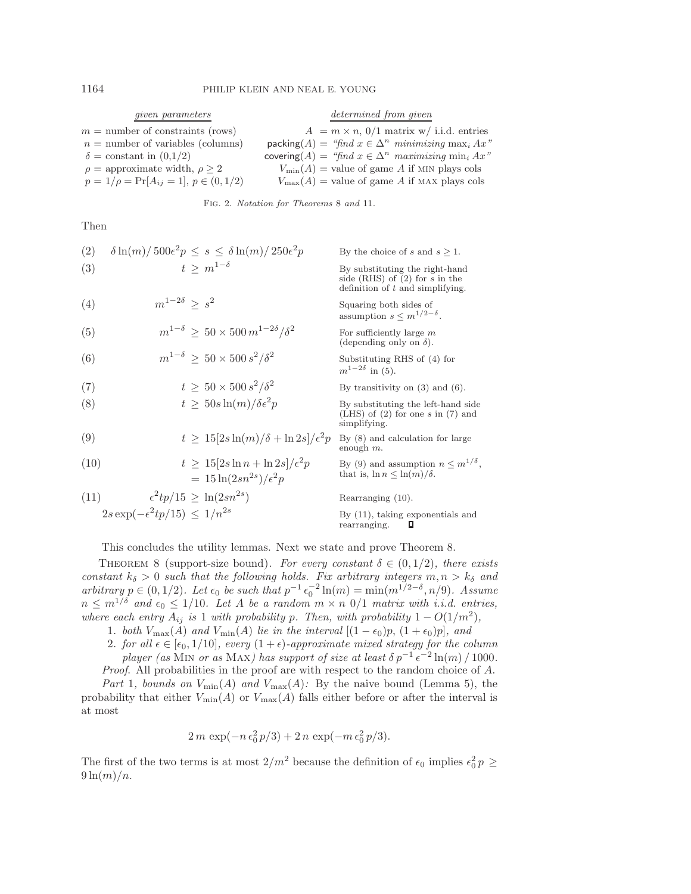| *given parameters* | *determined from given* |
|---|---|
| $m$ = number of constraints (rows) | $A$ = $m \times n$, 0/1 matrix w/ i.i.d. entries |
| $n$ = number of variables (columns) | $\mathsf{packing}(A)$ = "*find* $x \in \Delta^n$ *minimizing* $\max_i Ax$" |
| $\delta$ = constant in (0,1/2) | $\mathsf{covering}(A)$ = "*find* $x \in \Delta^n$ *maximizing* $\min_i Ax$" |
| $\rho$ = approximate width, $\rho \geq 2$ | $V_{\min}(A)$ = value of game $A$ if MIN plays cols |
| $p = 1/\rho = \Pr[A_{ij} = 1]$, $p \in (0, 1/2)$ | $V_{\max}(A)$ = value of game $A$ if MAX plays cols |

FIG. 2. *Notation for Theorems* 8 *and* 11.

Then

| | | |
|---|---|---|
| (2) | $\delta \ln(m)/500\epsilon^2 p \leq s \leq \delta \ln(m)/250\epsilon^2 p$ | By the choice of $s$ and $s \geq 1$. |
| (3) | $t \geq m^{1-\delta}$ | By substituting the right-hand side (RHS) of (2) for $s$ in the definition of $t$ and simplifying. |
| (4) | $m^{1-2\delta} \geq s^2$ | Squaring both sides of assumption $s \leq m^{1/2-\delta}$. |
| (5) | $m^{1-\delta} \geq 50 \times 500\, m^{1-2\delta}/\delta^2$ | For sufficiently large $m$ (depending only on $\delta$). |
| (6) | $m^{1-\delta} \geq 50 \times 500\, s^2/\delta^2$ | Substituting RHS of (4) for $m^{1-2\delta}$ in (5). |
| (7) | $t \geq 50 \times 500\, s^2/\delta^2$ | By transitivity on (3) and (6). |
| (8) | $t \geq 50 s \ln(m)/\delta\epsilon^2 p$ | By substituting the left-hand side (LHS) of (2) for one $s$ in (7) and simplifying. |
| (9) | $t \geq 15[2s\ln(m)/\delta + \ln 2s]/\epsilon^2 p$ | By (8) and calculation for large enough $m$. |
| (10) | $t \geq 15[2s\ln n + \ln 2s]/\epsilon^2 p = 15\ln(2sn^{2s})/\epsilon^2 p$ | By (9) and assumption $n \leq m^{1/\delta}$, that is, $\ln n \leq \ln(m)/\delta$. |
| (11) | $\epsilon^2 tp/15 \geq \ln(2sn^{2s})$ | Rearranging (10). |
| | $2s\exp(-\epsilon^2 tp/15) \leq 1/n^{2s}$ | By (11), taking exponentials and rearranging. ∎ |

This concludes the utility lemmas. Next we state and prove Theorem 8.

THEOREM 8 (support-size bound). *For every constant $\delta \in (0, 1/2)$, there exists constant $k_\delta > 0$ such that the following holds. Fix arbitrary integers $m, n > k_\delta$ and arbitrary $p \in (0, 1/2)$. Let $\epsilon_0$ be such that $p^{-1}\epsilon_0^{-2}\ln(m) = \min(m^{1/2-\delta}, n/9)$. Assume $n \leq m^{1/\delta}$ and $\epsilon_0 \leq 1/10$. Let $A$ be a random $m \times n$ 0/1 matrix with i.i.d. entries, where each entry $A_{ij}$ is 1 with probability $p$. Then, with probability $1 - O(1/m^2)$,*

1. *both $V_{\max}(A)$ and $V_{\min}(A)$ lie in the interval $[(1-\epsilon_0)p,\, (1+\epsilon_0)p]$, and*
2. *for all $\epsilon \in [\epsilon_0, 1/10]$, every $(1+\epsilon)$-approximate mixed strategy for the column player (as* MIN *or as* MAX*) has support of size at least $\delta\, p^{-1}\,\epsilon^{-2}\ln(m)\,/\,1000$.*

*Proof.* All probabilities in the proof are with respect to the random choice of $A$.

*Part* 1, *bounds on $V_{\min}(A)$ and $V_{\max}(A)$:* By the naive bound (Lemma 5), the probability that either $V_{\min}(A)$ or $V_{\max}(A)$ falls either before or after the interval is at most

$$2\, m\, \exp(-n\,\epsilon_0^2\, p/3) + 2\, n\, \exp(-m\,\epsilon_0^2\, p/3).$$

The first of the two terms is at most $2/m^2$ because the definition of $\epsilon_0$ implies $\epsilon_0^2 p \geq 9\ln(m)/n$.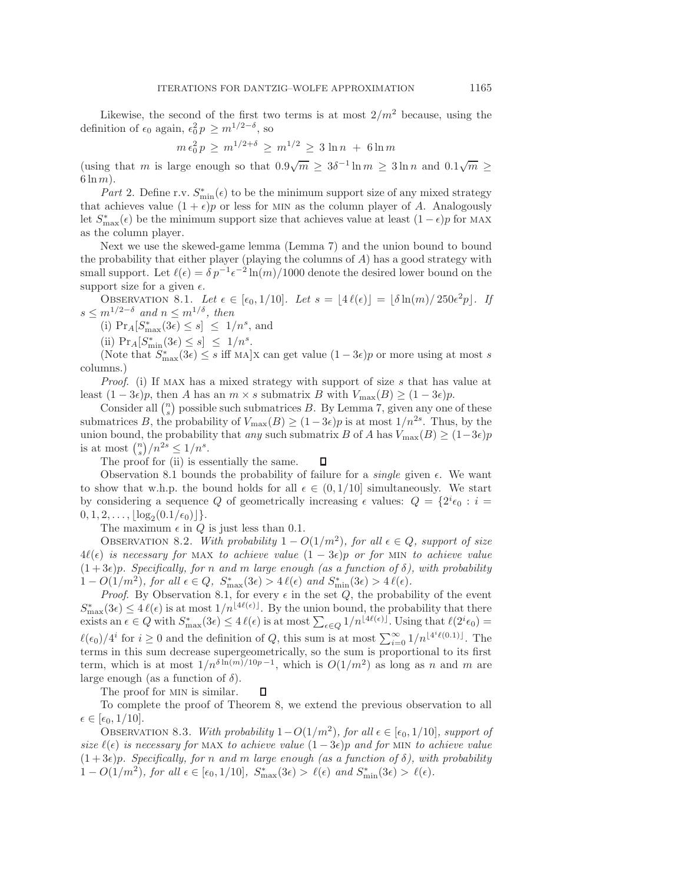Likewise, the second of the first two terms is at most $2/m^2$ because, using the definition of $\epsilon_0$ again, $\epsilon_0^2 p \ge m^{1/2-\delta}$, so

$$m\,\epsilon_0^2 p \;\ge\; m^{1/2+\delta} \;\ge\; m^{1/2} \;\ge\; 3\,\ln n \;+\; 6\ln m$$

(using that $m$ is large enough so that $0.9\sqrt{m} \ge 3\delta^{-1}\ln m \ge 3\ln n$ and $0.1\sqrt{m} \ge 6\ln m$).

*Part* 2. Define r.v. $S^*_{\min}(\epsilon)$ to be the minimum support size of any mixed strategy that achieves value $(1+\epsilon)p$ or less for MIN as the column player of $A$. Analogously let $S^*_{\max}(\epsilon)$ be the minimum support size that achieves value at least $(1-\epsilon)p$ for MAX as the column player.

Next we use the skewed-game lemma (Lemma 7) and the union bound to bound the probability that either player (playing the columns of $A$) has a good strategy with small support. Let $\ell(\epsilon) = \delta\, p^{-1}\epsilon^{-2}\ln(m)/1000$ denote the desired lower bound on the support size for a given $\epsilon$.

OBSERVATION 8.1. *Let $\epsilon \in [\epsilon_0, 1/10]$. Let $s = \lfloor 4\,\ell(\epsilon)\rfloor = \lfloor \delta \ln(m)/\,250\epsilon^2 p\rfloor$. If $s \le m^{1/2-\delta}$ and $n \le m^{1/\delta}$, then*

(i) $\Pr_A[S^*_{\max}(3\epsilon) \le s] \;\le\; 1/n^s$, and

(ii) $\Pr_A[S^*_{\min}(3\epsilon) \le s] \;\le\; 1/n^s$.

(Note that $S^*_{\max}(3\epsilon) \le s$ iff MA]X can get value $(1-3\epsilon)p$ or more using at most $s$ columns.)

*Proof.* (i) If MAX has a mixed strategy with support of size $s$ that has value at least $(1-3\epsilon)p$, then $A$ has an $m \times s$ submatrix $B$ with $V_{\max}(B) \ge (1-3\epsilon)p$.

Consider all $\binom{n}{s}$ possible such submatrices $B$. By Lemma 7, given any one of these submatrices $B$, the probability of $V_{\max}(B) \ge (1-3\epsilon)p$ is at most $1/n^{2s}$. Thus, by the union bound, the probability that *any* such submatrix $B$ of $A$ has $V_{\max}(B) \ge (1-3\epsilon)p$ is at most $\binom{n}{s}/n^{2s} \le 1/n^s$.

The proof for (ii) is essentially the same. ∎

Observation 8.1 bounds the probability of failure for a *single* given $\epsilon$. We want to show that w.h.p. the bound holds for all $\epsilon \in (0, 1/10]$ simultaneously. We start by considering a sequence $Q$ of geometrically increasing $\epsilon$ values: $Q = \{2^i\epsilon_0 : i = 0, 1, 2, \ldots, \lfloor \log_2(0.1/\epsilon_0)\rfloor\}$.

The maximum $\epsilon$ in $Q$ is just less than 0.1.

OBSERVATION 8.2. *With probability $1 - O(1/m^2)$, for all $\epsilon \in Q$, support of size $4\ell(\epsilon)$ is necessary for MAX to achieve value $(1-3\epsilon)p$ or for MIN to achieve value $(1+3\epsilon)p$. Specifically, for $n$ and $m$ large enough (as a function of $\delta$), with probability $1 - O(1/m^2)$, for all $\epsilon \in Q$, $S^*_{\max}(3\epsilon) > 4\,\ell(\epsilon)$ and $S^*_{\min}(3\epsilon) > 4\,\ell(\epsilon)$.*

*Proof.* By Observation 8.1, for every $\epsilon$ in the set $Q$, the probability of the event $S^*_{\max}(3\epsilon) \le 4\,\ell(\epsilon)$ is at most $1/n^{\lfloor 4\ell(\epsilon)\rfloor}$. By the union bound, the probability that there exists an $\epsilon \in Q$ with $S^*_{\max}(3\epsilon) \le 4\,\ell(\epsilon)$ is at most $\sum_{\epsilon\in Q} 1/n^{\lfloor 4\ell(\epsilon)\rfloor}$. Using that $\ell(2^i\epsilon_0) = \ell(\epsilon_0)/4^i$ for $i \ge 0$ and the definition of $Q$, this sum is at most $\sum_{i=0}^{\infty} 1/n^{\lfloor 4^i \ell(0.1)\rfloor}$. The terms in this sum decrease supergeometrically, so the sum is proportional to its first term, which is at most $1/n^{\delta\ln(m)/10p\,-1}$, which is $O(1/m^2)$ as long as $n$ and $m$ are large enough (as a function of $\delta$).

The proof for MIN is similar. ∎

To complete the proof of Theorem 8, we extend the previous observation to all $\epsilon \in [\epsilon_0, 1/10]$.

OBSERVATION 8.3. *With probability $1 - O(1/m^2)$, for all $\epsilon \in [\epsilon_0, 1/10]$, support of size $\ell(\epsilon)$ is necessary for MAX to achieve value $(1-3\epsilon)p$ and for MIN to achieve value $(1+3\epsilon)p$. Specifically, for $n$ and $m$ large enough (as a function of $\delta$), with probability $1 - O(1/m^2)$, for all $\epsilon \in [\epsilon_0, 1/10]$, $S^*_{\max}(3\epsilon) > \ell(\epsilon)$ and $S^*_{\min}(3\epsilon) > \ell(\epsilon)$.*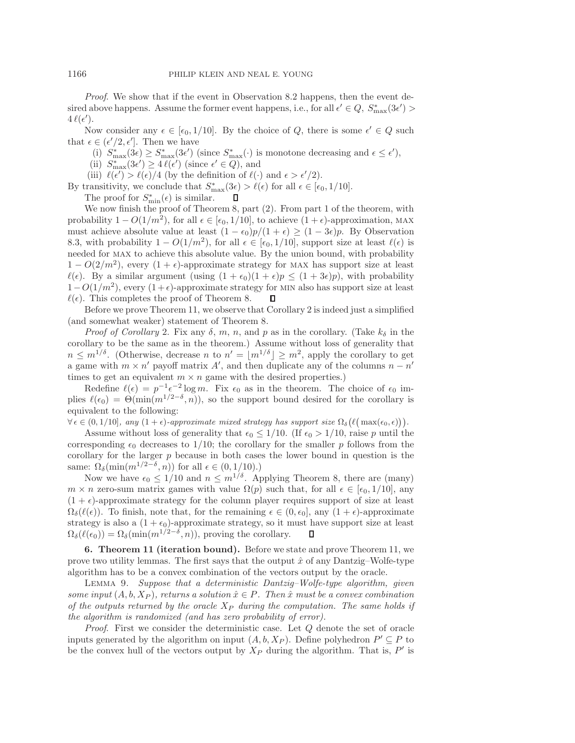*Proof*. We show that if the event in Observation 8.2 happens, then the event desired above happens. Assume the former event happens, i.e., for all $\epsilon' \in Q$, $S^*_{\max}(3\epsilon') > 4\,\ell(\epsilon')$.

Now consider any $\epsilon \in [\epsilon_0, 1/10]$. By the choice of $Q$, there is some $\epsilon' \in Q$ such that $\epsilon \in (\epsilon'/2, \epsilon']$. Then we have

(i) $S^*_{\max}(3\epsilon) \geq S^*_{\max}(3\epsilon')$ (since $S^*_{\max}(\cdot)$ is monotone decreasing and $\epsilon \leq \epsilon'$),

(ii) $S^*_{\max}(3\epsilon') \geq 4\,\ell(\epsilon')$ (since $\epsilon' \in Q$), and

(iii) $\ell(\epsilon') > \ell(\epsilon)/4$ (by the definition of $\ell(\cdot)$ and $\epsilon > \epsilon'/2$).

By transitivity, we conclude that $S^*_{\max}(3\epsilon) > \ell(\epsilon)$ for all $\epsilon \in [\epsilon_0, 1/10]$.

The proof for $S^*_{\min}(\epsilon)$ is similar. ∎

We now finish the proof of Theorem 8, part (2). From part 1 of the theorem, with probability $1 - O(1/m^2)$, for all $\epsilon \in [\epsilon_0, 1/10]$, to achieve $(1+\epsilon)$-approximation, MAX must achieve absolute value at least $(1-\epsilon_0)p/(1+\epsilon) \geq (1-3\epsilon)p$. By Observation 8.3, with probability $1 - O(1/m^2)$, for all $\epsilon \in [\epsilon_0, 1/10]$, support size at least $\ell(\epsilon)$ is needed for MAX to achieve this absolute value. By the union bound, with probability $1 - O(2/m^2)$, every $(1+\epsilon)$-approximate strategy for MAX has support size at least $\ell(\epsilon)$. By a similar argument (using $(1+\epsilon_0)(1+\epsilon)p \leq (1+3\epsilon)p)$, with probability $1 - O(1/m^2)$, every $(1+\epsilon)$-approximate strategy for MIN also has support size at least $\ell(\epsilon)$. This completes the proof of Theorem 8. ∎

Before we prove Theorem 11, we observe that Corollary 2 is indeed just a simplified (and somewhat weaker) statement of Theorem 8.

*Proof of Corollary* 2. Fix any $\delta$, $m$, $n$, and $p$ as in the corollary. (Take $k_\delta$ in the corollary to be the same as in the theorem.) Assume without loss of generality that $n \leq m^{1/\delta}$. (Otherwise, decrease $n$ to $n' = \lfloor m^{1/\delta} \rfloor \geq m^2$, apply the corollary to get a game with $m \times n'$ payoff matrix $A'$, and then duplicate any of the columns $n - n'$ times to get an equivalent $m \times n$ game with the desired properties.)

Redefine $\ell(\epsilon) = p^{-1}\epsilon^{-2}\log m$. Fix $\epsilon_0$ as in the theorem. The choice of $\epsilon_0$ implies $\ell(\epsilon_0) = \Theta(\min(m^{1/2-\delta}, n))$, so the support bound desired for the corollary is equivalent to the following:

$\forall\, \epsilon \in (0, 1/10]$*, any* $(1+\epsilon)$*-approximate mixed strategy has support size* $\Omega_\delta\big(\ell\big(\max(\epsilon_0, \epsilon)\big)\big)$.

Assume without loss of generality that $\epsilon_0 \leq 1/10$. (If $\epsilon_0 > 1/10$, raise $p$ until the corresponding $\epsilon_0$ decreases to $1/10$; the corollary for the smaller $p$ follows from the corollary for the larger $p$ because in both cases the lower bound in question is the same: $\Omega_\delta(\min(m^{1/2-\delta}, n))$ for all $\epsilon \in (0, 1/10)$.)

Now we have $\epsilon_0 \leq 1/10$ and $n \leq m^{1/\delta}$. Applying Theorem 8, there are (many) $m \times n$ zero-sum matrix games with value $\Omega(p)$ such that, for all $\epsilon \in [\epsilon_0, 1/10]$, any $(1+\epsilon)$-approximate strategy for the column player requires support of size at least $\Omega_\delta(\ell(\epsilon))$. To finish, note that, for the remaining $\epsilon \in (0, \epsilon_0]$, any $(1+\epsilon)$-approximate strategy is also a $(1+\epsilon_0)$-approximate strategy, so it must have support size at least $\Omega_\delta(\ell(\epsilon_0)) = \Omega_\delta(\min(m^{1/2-\delta}, n))$, proving the corollary. ∎

## 6. Theorem 11 (iteration bound).

Before we state and prove Theorem 11, we prove two utility lemmas. The first says that the output $\hat{x}$ of any Dantzig–Wolfe-type algorithm has to be a convex combination of the vectors output by the oracle.

LEMMA 9. *Suppose that a deterministic Dantzig–Wolfe-type algorithm, given some input* $(A, b, X_P)$*, returns a solution* $\hat{x} \in P$*. Then* $\hat{x}$ *must be a convex combination of the outputs returned by the oracle* $X_P$ *during the computation. The same holds if the algorithm is randomized (and has zero probability of error).*

*Proof*. First we consider the deterministic case. Let $Q$ denote the set of oracle inputs generated by the algorithm on input $(A, b, X_P)$. Define polyhedron $P' \subseteq P$ to be the convex hull of the vectors output by $X_P$ during the algorithm. That is, $P'$ is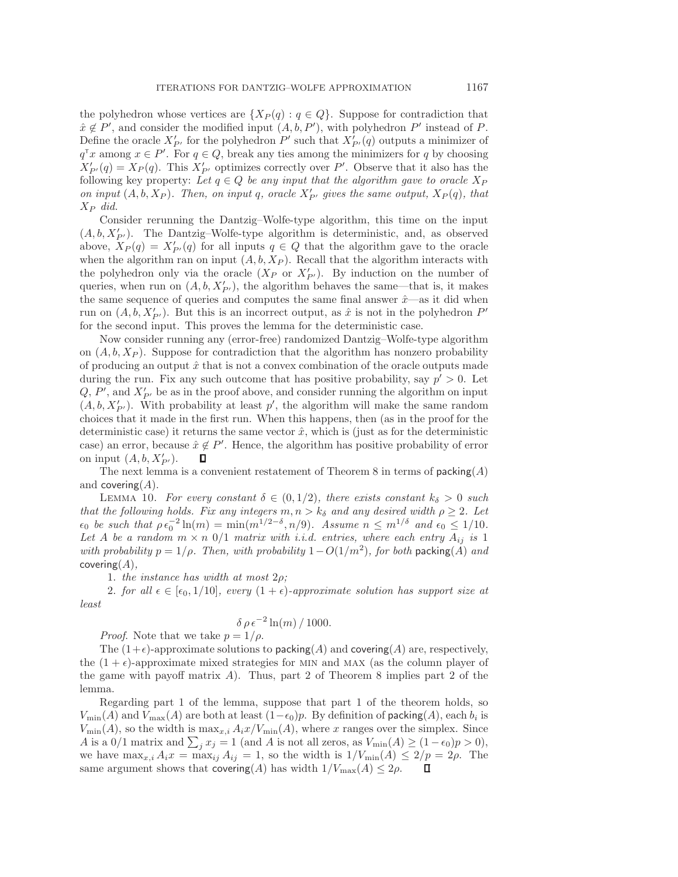the polyhedron whose vertices are $\{X_P(q) : q \in Q\}$. Suppose for contradiction that $\hat{x} \notin P'$, and consider the modified input $(A, b, P')$, with polyhedron $P'$ instead of $P$. Define the oracle $X'_{P'}$ for the polyhedron $P'$ such that $X'_{P'}(q)$ outputs a minimizer of $q^{\mathsf{T}}x$ among $x \in P'$. For $q \in Q$, break any ties among the minimizers for $q$ by choosing $X'_{P'}(q) = X_P(q)$. This $X'_{P'}$ optimizes correctly over $P'$. Observe that it also has the following key property: *Let $q \in Q$ be any input that the algorithm gave to oracle $X_P$ on input $(A, b, X_P)$. Then, on input $q$, oracle $X'_{P'}$ gives the same output, $X_P(q)$, that $X_P$ did.*

Consider rerunning the Dantzig–Wolfe-type algorithm, this time on the input $(A, b, X'_{P'})$. The Dantzig–Wolfe-type algorithm is deterministic, and, as observed above, $X_P(q) = X'_{P'}(q)$ for all inputs $q \in Q$ that the algorithm gave to the oracle when the algorithm ran on input $(A, b, X_P)$. Recall that the algorithm interacts with the polyhedron only via the oracle ($X_P$ or $X'_{P'}$). By induction on the number of queries, when run on $(A, b, X'_{P'})$, the algorithm behaves the same—that is, it makes the same sequence of queries and computes the same final answer $\hat{x}$—as it did when run on $(A, b, X'_{P'})$. But this is an incorrect output, as $\hat{x}$ is not in the polyhedron $P'$ for the second input. This proves the lemma for the deterministic case.

Now consider running any (error-free) randomized Dantzig–Wolfe-type algorithm on $(A, b, X_P)$. Suppose for contradiction that the algorithm has nonzero probability of producing an output $\hat{x}$ that is not a convex combination of the oracle outputs made during the run. Fix any such outcome that has positive probability, say $p' > 0$. Let $Q$, $P'$, and $X'_{P'}$ be as in the proof above, and consider running the algorithm on input $(A, b, X'_{P'})$. With probability at least $p'$, the algorithm will make the same random choices that it made in the first run. When this happens, then (as in the proof for the deterministic case) it returns the same vector $\hat{x}$, which is (just as for the deterministic case) an error, because $\hat{x} \notin P'$. Hence, the algorithm has positive probability of error on input $(A, b, X'_{P'})$. $\square$

The next lemma is a convenient restatement of Theorem 8 in terms of packing$(A)$ and covering$(A)$.

Lemma 10. *For every constant $\delta \in (0, 1/2)$, there exists constant $k_\delta > 0$ such that the following holds. Fix any integers $m, n > k_\delta$ and any desired width $\rho \geq 2$. Let $\epsilon_0$ be such that $\rho\, \epsilon_0^{-2} \ln(m) = \min(m^{1/2-\delta}, n/9)$. Assume $n \leq m^{1/\delta}$ and $\epsilon_0 \leq 1/10$. Let $A$ be a random $m \times n$ 0/1 matrix with i.i.d. entries, where each entry $A_{ij}$ is 1 with probability $p = 1/\rho$. Then, with probability $1 - O(1/m^2)$, for both* packing$(A)$ *and* covering$(A)$*,*

1. *the instance has width at most $2\rho$;*
2. *for all $\epsilon \in [\epsilon_0, 1/10]$, every $(1+\epsilon)$-approximate solution has support size at least*

$$\delta\, \rho\, \epsilon^{-2} \ln(m) \,/\, 1000.$$

*Proof.* Note that we take $p = 1/\rho$.

The $(1+\epsilon)$-approximate solutions to packing$(A)$ and covering$(A)$ are, respectively, the $(1+\epsilon)$-approximate mixed strategies for MIN and MAX (as the column player of the game with payoff matrix $A$). Thus, part 2 of Theorem 8 implies part 2 of the lemma.

Regarding part 1 of the lemma, suppose that part 1 of the theorem holds, so $V_{\min}(A)$ and $V_{\max}(A)$ are both at least $(1-\epsilon_0)p$. By definition of packing$(A)$, each $b_i$ is $V_{\min}(A)$, so the width is $\max_{x,i} A_i x / V_{\min}(A)$, where $x$ ranges over the simplex. Since $A$ is a 0/1 matrix and $\sum_j x_j = 1$ (and $A$ is not all zeros, as $V_{\min}(A) \geq (1-\epsilon_0)p > 0$), we have $\max_{x,i} A_i x = \max_{ij} A_{ij} = 1$, so the width is $1/V_{\min}(A) \leq 2/p = 2\rho$. The same argument shows that covering$(A)$ has width $1/V_{\max}(A) \leq 2\rho$. $\square$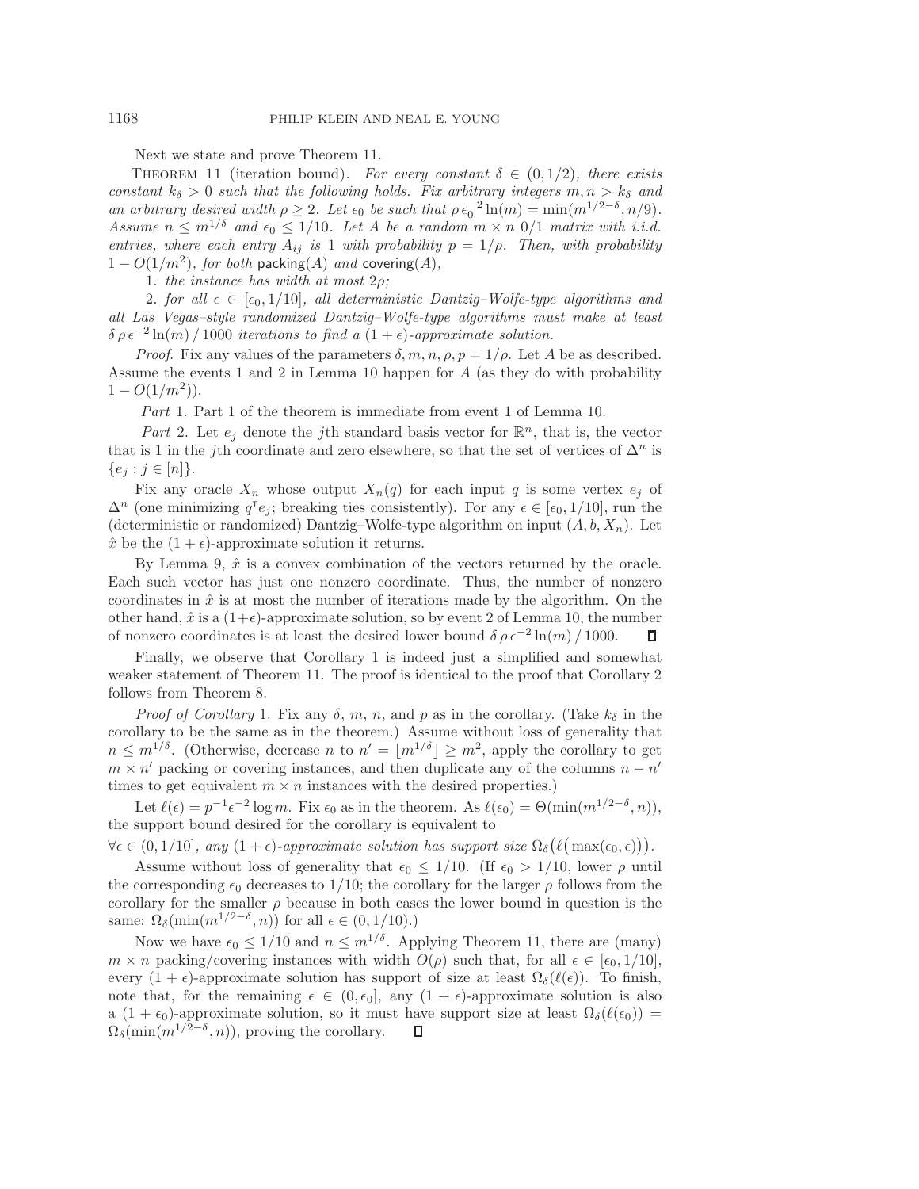Next we state and prove Theorem 11.

Theorem 11 (iteration bound). *For every constant $\delta \in (0, 1/2)$, there exists constant $k_\delta > 0$ such that the following holds. Fix arbitrary integers $m, n > k_\delta$ and an arbitrary desired width $\rho \geq 2$. Let $\epsilon_0$ be such that $\rho\,\epsilon_0^{-2} \ln(m) = \min(m^{1/2-\delta}, n/9)$. Assume $n \leq m^{1/\delta}$ and $\epsilon_0 \leq 1/10$. Let $A$ be a random $m \times n$ 0/1 matrix with i.i.d. entries, where each entry $A_{ij}$ is 1 with probability $p = 1/\rho$. Then, with probability $1 - O(1/m^2)$, for both* packing$(A)$ *and* covering$(A)$,

1. *the instance has width at most $2\rho$;*
2. *for all $\epsilon \in [\epsilon_0, 1/10]$, all deterministic Dantzig–Wolfe-type algorithms and all Las Vegas–style randomized Dantzig–Wolfe-type algorithms must make at least $\delta\,\rho\,\epsilon^{-2} \ln(m) \,/\, 1000$ iterations to find a $(1+\epsilon)$-approximate solution.*

*Proof.* Fix any values of the parameters $\delta, m, n, \rho, p = 1/\rho$. Let $A$ be as described. Assume the events 1 and 2 in Lemma 10 happen for $A$ (as they do with probability $1 - O(1/m^2)$).

*Part* 1. Part 1 of the theorem is immediate from event 1 of Lemma 10.

*Part* 2. Let $e_j$ denote the $j$th standard basis vector for $\mathbb{R}^n$, that is, the vector that is 1 in the $j$th coordinate and zero elsewhere, so that the set of vertices of $\Delta^n$ is $\{e_j : j \in [n]\}$.

Fix any oracle $X_n$ whose output $X_n(q)$ for each input $q$ is some vertex $e_j$ of $\Delta^n$ (one minimizing $q^\intercal e_j$; breaking ties consistently). For any $\epsilon \in [\epsilon_0, 1/10]$, run the (deterministic or randomized) Dantzig–Wolfe-type algorithm on input $(A, b, X_n)$. Let $\hat{x}$ be the $(1+\epsilon)$-approximate solution it returns.

By Lemma 9, $\hat{x}$ is a convex combination of the vectors returned by the oracle. Each such vector has just one nonzero coordinate. Thus, the number of nonzero coordinates in $\hat{x}$ is at most the number of iterations made by the algorithm. On the other hand, $\hat{x}$ is a $(1+\epsilon)$-approximate solution, so by event 2 of Lemma 10, the number of nonzero coordinates is at least the desired lower bound $\delta\,\rho\,\epsilon^{-2} \ln(m) \,/\, 1000$. ∎

Finally, we observe that Corollary 1 is indeed just a simplified and somewhat weaker statement of Theorem 11. The proof is identical to the proof that Corollary 2 follows from Theorem 8.

*Proof of Corollary* 1. Fix any $\delta$, $m$, $n$, and $p$ as in the corollary. (Take $k_\delta$ in the corollary to be the same as in the theorem.) Assume without loss of generality that $n \leq m^{1/\delta}$. (Otherwise, decrease $n$ to $n' = \lfloor m^{1/\delta} \rfloor \geq m^2$, apply the corollary to get $m \times n'$ packing or covering instances, and then duplicate any of the columns $n - n'$ times to get equivalent $m \times n$ instances with the desired properties.)

Let $\ell(\epsilon) = p^{-1}\epsilon^{-2} \log m$. Fix $\epsilon_0$ as in the theorem. As $\ell(\epsilon_0) = \Theta(\min(m^{1/2-\delta}, n))$, the support bound desired for the corollary is equivalent to

$\forall \epsilon \in (0, 1/10]$, *any $(1+\epsilon)$-approximate solution has support size* $\Omega_\delta\big(\ell\big(\max(\epsilon_0, \epsilon)\big)\big)$.

Assume without loss of generality that $\epsilon_0 \leq 1/10$. (If $\epsilon_0 > 1/10$, lower $\rho$ until the corresponding $\epsilon_0$ decreases to $1/10$; the corollary for the larger $\rho$ follows from the corollary for the smaller $\rho$ because in both cases the lower bound in question is the same: $\Omega_\delta(\min(m^{1/2-\delta}, n))$ for all $\epsilon \in (0, 1/10)$.)

Now we have $\epsilon_0 \leq 1/10$ and $n \leq m^{1/\delta}$. Applying Theorem 11, there are (many) $m \times n$ packing/covering instances with width $O(\rho)$ such that, for all $\epsilon \in [\epsilon_0, 1/10]$, every $(1+\epsilon)$-approximate solution has support of size at least $\Omega_\delta(\ell(\epsilon))$. To finish, note that, for the remaining $\epsilon \in (0, \epsilon_0]$, any $(1+\epsilon)$-approximate solution is also a $(1+\epsilon_0)$-approximate solution, so it must have support size at least $\Omega_\delta(\ell(\epsilon_0)) = \Omega_\delta(\min(m^{1/2-\delta}, n))$, proving the corollary. ∎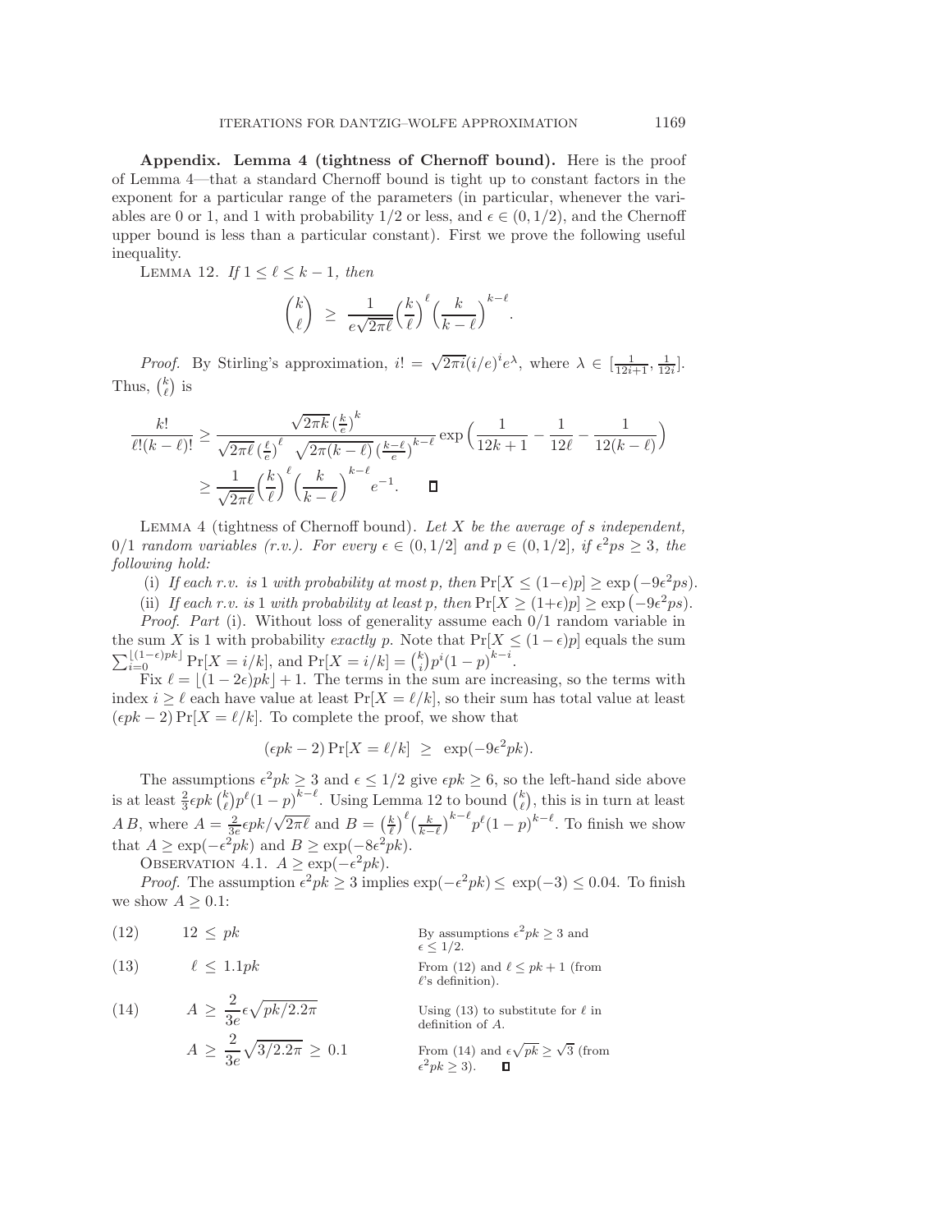**Appendix. Lemma 4 (tightness of Chernoff bound).** Here is the proof of Lemma 4—that a standard Chernoff bound is tight up to constant factors in the exponent for a particular range of the parameters (in particular, whenever the variables are 0 or 1, and 1 with probability 1/2 or less, and $\epsilon \in (0, 1/2)$, and the Chernoff upper bound is less than a particular constant). First we prove the following useful inequality.

LEMMA 12. *If $1 \leq \ell \leq k-1$, then*

$$\binom{k}{\ell} \;\geq\; \frac{1}{e\sqrt{2\pi\ell}}\Big(\frac{k}{\ell}\Big)^{\ell}\Big(\frac{k}{k-\ell}\Big)^{k-\ell}.$$

*Proof.* By Stirling's approximation, $i! = \sqrt{2\pi i}(i/e)^i e^{\lambda}$, where $\lambda \in [\frac{1}{12i+1}, \frac{1}{12i}]$. Thus, $\binom{k}{\ell}$ is

$$\frac{k!}{\ell!(k-\ell)!} \geq \frac{\sqrt{2\pi k}\,\big(\frac{k}{e}\big)^k}{\sqrt{2\pi\ell}\,\big(\frac{\ell}{e}\big)^{\ell}\;\sqrt{2\pi(k-\ell)}\,\big(\frac{k-\ell}{e}\big)^{k-\ell}} \exp\Big(\frac{1}{12k+1} - \frac{1}{12\ell} - \frac{1}{12(k-\ell)}\Big)$$

$$\geq \frac{1}{\sqrt{2\pi\ell}}\Big(\frac{k}{\ell}\Big)^{\ell}\Big(\frac{k}{k-\ell}\Big)^{k-\ell} e^{-1}. \qquad \square$$

LEMMA 4 (tightness of Chernoff bound). *Let $X$ be the average of $s$ independent, 0/1 random variables (r.v.). For every $\epsilon \in (0, 1/2]$ and $p \in (0, 1/2]$, if $\epsilon^2 ps \geq 3$, the following hold:*

(i) *If each r.v. is 1 with probability at most $p$, then $\Pr[X \leq (1-\epsilon)p] \geq \exp(-9\epsilon^2 ps)$.*

(ii) *If each r.v. is 1 with probability at least $p$, then $\Pr[X \geq (1+\epsilon)p] \geq \exp(-9\epsilon^2 ps)$.*

*Proof. Part* (i). Without loss of generality assume each 0/1 random variable in the sum $X$ is 1 with probability *exactly* $p$. Note that $\Pr[X \leq (1-\epsilon)p]$ equals the sum $\sum_{i=0}^{\lfloor(1-\epsilon)pk\rfloor} \Pr[X = i/k]$, and $\Pr[X = i/k] = \binom{k}{i}p^i(1-p)^{k-i}$.

Fix $\ell = \lfloor(1-2\epsilon)pk\rfloor + 1$. The terms in the sum are increasing, so the terms with index $i \geq \ell$ each have value at least $\Pr[X = \ell/k]$, so their sum has total value at least $(\epsilon pk - 2)\Pr[X = \ell/k]$. To complete the proof, we show that

$$(\epsilon pk - 2)\Pr[X = \ell/k] \;\geq\; \exp(-9\epsilon^2 pk).$$

The assumptions $\epsilon^2 pk \geq 3$ and $\epsilon \leq 1/2$ give $\epsilon pk \geq 6$, so the left-hand side above is at least $\frac{2}{3}\epsilon pk\binom{k}{\ell}p^{\ell}(1-p)^{k-\ell}$. Using Lemma 12 to bound $\binom{k}{\ell}$, this is in turn at least $A\,B$, where $A = \frac{2}{3e}\epsilon pk/\sqrt{2\pi\ell}$ and $B = \big(\frac{k}{\ell}\big)^{\ell}\big(\frac{k}{k-\ell}\big)^{k-\ell}p^{\ell}(1-p)^{k-\ell}$. To finish we show that $A \geq \exp(-\epsilon^2 pk)$ and $B \geq \exp(-8\epsilon^2 pk)$.

OBSERVATION 4.1. $A \geq \exp(-\epsilon^2 pk)$.

*Proof.* The assumption $\epsilon^2 pk \geq 3$ implies $\exp(-\epsilon^2 pk) \leq \exp(-3) \leq 0.04$. To finish we show $A \geq 0.1$:

$$12 \;\leq\; pk \tag{12}$$
By assumptions $\epsilon^2 pk \geq 3$ and $\epsilon \leq 1/2$.

$$\ell \;\leq\; 1.1pk \tag{13}$$
From (12) and $\ell \leq pk + 1$ (from $\ell$'s definition).

$$A \;\geq\; \frac{2}{3e}\epsilon\sqrt{pk/2.2\pi} \tag{14}$$
Using (13) to substitute for $\ell$ in definition of $A$.

$$A \;\geq\; \frac{2}{3e}\sqrt{3/2.2\pi} \;\geq\; 0.1$$
From (14) and $\epsilon\sqrt{pk} \geq \sqrt{3}$ (from $\epsilon^2 pk \geq 3$). $\square$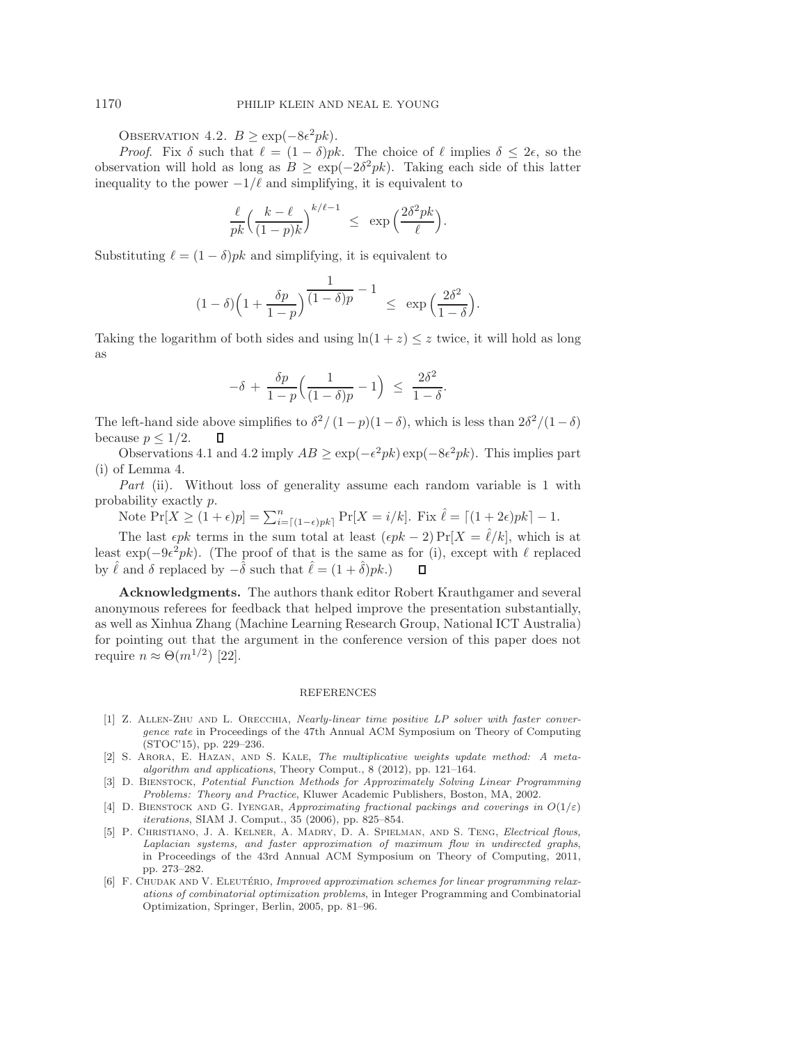Observation 4.2. $B \geq \exp(-8\epsilon^2 pk)$.

*Proof.* Fix $\delta$ such that $\ell = (1-\delta)pk$. The choice of $\ell$ implies $\delta \leq 2\epsilon$, so the observation will hold as long as $B \geq \exp(-2\delta^2 pk)$. Taking each side of this latter inequality to the power $-1/\ell$ and simplifying, it is equivalent to

$$\frac{\ell}{pk}\Big(\frac{k-\ell}{(1-p)k}\Big)^{k/\ell-1} \;\leq\; \exp\Big(\frac{2\delta^2 pk}{\ell}\Big).$$

Substituting $\ell = (1-\delta)pk$ and simplifying, it is equivalent to

$$(1-\delta)\Big(1+\frac{\delta p}{1-p}\Big)^{\dfrac{1}{(1-\delta)p}-1} \;\leq\; \exp\Big(\frac{2\delta^2}{1-\delta}\Big).$$

Taking the logarithm of both sides and using $\ln(1+z) \leq z$ twice, it will hold as long as

$$-\delta + \frac{\delta p}{1-p}\Big(\frac{1}{(1-\delta)p}-1\Big) \;\leq\; \frac{2\delta^2}{1-\delta}.$$

The left-hand side above simplifies to $\delta^2/\,(1-p)(1-\delta)$, which is less than $2\delta^2/(1-\delta)$ because $p \leq 1/2$. ◻

Observations 4.1 and 4.2 imply $AB \geq \exp(-\epsilon^2 pk)\exp(-8\epsilon^2 pk)$. This implies part (i) of Lemma 4.

*Part* (ii). Without loss of generality assume each random variable is 1 with probability exactly $p$.

Note $\Pr[X \geq (1+\epsilon)p] = \sum_{i=\lceil(1-\epsilon)pk\rceil}^{n} \Pr[X = i/k]$. Fix $\hat{\ell} = \lceil(1+2\epsilon)pk\rceil - 1$.

The last $\epsilon pk$ terms in the sum total at least $(\epsilon pk - 2)\Pr[X = \hat{\ell}/k]$, which is at least $\exp(-9\epsilon^2 pk)$. (The proof of that is the same as for (i), except with $\ell$ replaced by $\hat{\ell}$ and $\delta$ replaced by $-\hat{\delta}$ such that $\hat{\ell} = (1+\hat{\delta})pk$.) ◻

**Acknowledgments.** The authors thank editor Robert Krauthgamer and several anonymous referees for feedback that helped improve the presentation substantially, as well as Xinhua Zhang (Machine Learning Research Group, National ICT Australia) for pointing out that the argument in the conference version of this paper does not require $n \approx \Theta(m^{1/2})$ [22].

## REFERENCES

[1] Z. Allen-Zhu and L. Orecchia, *Nearly-linear time positive LP solver with faster convergence rate* in Proceedings of the 47th Annual ACM Symposium on Theory of Computing (STOC'15), pp. 229–236.

[2] S. Arora, E. Hazan, and S. Kale, *The multiplicative weights update method: A meta-algorithm and applications*, Theory Comput., 8 (2012), pp. 121–164.

[3] D. Bienstock, *Potential Function Methods for Approximately Solving Linear Programming Problems: Theory and Practice*, Kluwer Academic Publishers, Boston, MA, 2002.

[4] D. Bienstock and G. Iyengar, *Approximating fractional packings and coverings in $O(1/\varepsilon)$ iterations*, SIAM J. Comput., 35 (2006), pp. 825–854.

[5] P. Christiano, J. A. Kelner, A. Madry, D. A. Spielman, and S. Teng, *Electrical flows, Laplacian systems, and faster approximation of maximum flow in undirected graphs*, in Proceedings of the 43rd Annual ACM Symposium on Theory of Computing, 2011, pp. 273–282.

[6] F. Chudak and V. Eleutério, *Improved approximation schemes for linear programming relaxations of combinatorial optimization problems*, in Integer Programming and Combinatorial Optimization, Springer, Berlin, 2005, pp. 81–96.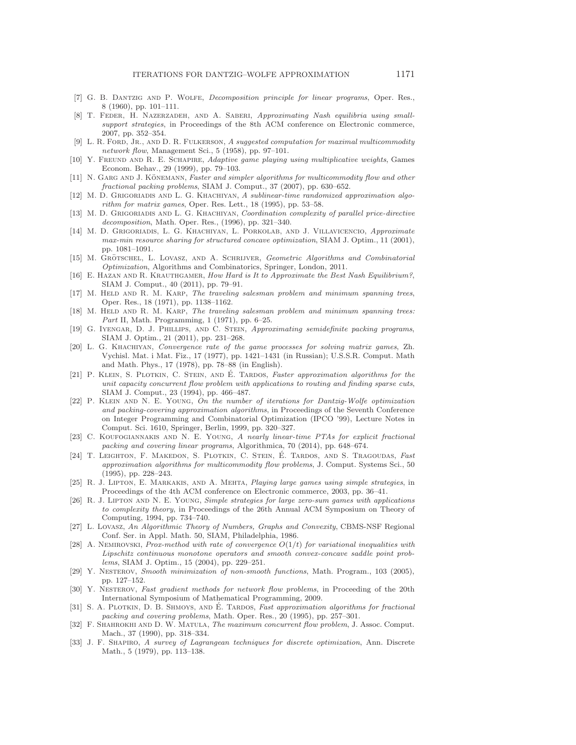[7] G. B. Dantzig and P. Wolfe, *Decomposition principle for linear programs*, Oper. Res., 8 (1960), pp. 101–111.

[8] T. Feder, H. Nazerzadeh, and A. Saberi, *Approximating Nash equilibria using small-support strategies*, in Proceedings of the 8th ACM conference on Electronic commerce, 2007, pp. 352–354.

[9] L. R. Ford, Jr., and D. R. Fulkerson, *A suggested computation for maximal multicommodity network flow*, Management Sci., 5 (1958), pp. 97–101.

[10] Y. Freund and R. E. Schapire, *Adaptive game playing using multiplicative weights*, Games Econom. Behav., 29 (1999), pp. 79–103.

[11] N. Garg and J. Könemann, *Faster and simpler algorithms for multicommodity flow and other fractional packing problems*, SIAM J. Comput., 37 (2007), pp. 630–652.

[12] M. D. Grigoriadis and L. G. Khachiyan, *A sublinear-time randomized approximation algorithm for matrix games*, Oper. Res. Lett., 18 (1995), pp. 53–58.

[13] M. D. Grigoriadis and L. G. Khachiyan, *Coordination complexity of parallel price-directive decomposition*, Math. Oper. Res., (1996), pp. 321–340.

[14] M. D. Grigoriadis, L. G. Khachiyan, L. Porkolab, and J. Villavicencio, *Approximate max-min resource sharing for structured concave optimization*, SIAM J. Optim., 11 (2001), pp. 1081–1091.

[15] M. Grötschel, L. Lovasz, and A. Schrijver, *Geometric Algorithms and Combinatorial Optimization*, Algorithms and Combinatorics, Springer, London, 2011.

[16] E. Hazan and R. Krauthgamer, *How Hard is It to Approximate the Best Nash Equilibrium?*, SIAM J. Comput., 40 (2011), pp. 79–91.

[17] M. Held and R. M. Karp, *The traveling salesman problem and minimum spanning trees*, Oper. Res., 18 (1971), pp. 1138–1162.

[18] M. Held and R. M. Karp, *The traveling salesman problem and minimum spanning trees: Part* II, Math. Programming, 1 (1971), pp. 6–25.

[19] G. Iyengar, D. J. Phillips, and C. Stein, *Approximating semidefinite packing programs*, SIAM J. Optim., 21 (2011), pp. 231–268.

[20] L. G. Khachiyan, *Convergence rate of the game processes for solving matrix games*, Zh. Vychisl. Mat. i Mat. Fiz., 17 (1977), pp. 1421–1431 (in Russian); U.S.S.R. Comput. Math and Math. Phys., 17 (1978), pp. 78–88 (in English).

[21] P. Klein, S. Plotkin, C. Stein, and É. Tardos, *Faster approximation algorithms for the unit capacity concurrent flow problem with applications to routing and finding sparse cuts*, SIAM J. Comput., 23 (1994), pp. 466–487.

[22] P. Klein and N. E. Young, *On the number of iterations for Dantzig-Wolfe optimization and packing-covering approximation algorithms*, in Proceedings of the Seventh Conference on Integer Programming and Combinatorial Optimization (IPCO '99), Lecture Notes in Comput. Sci. 1610, Springer, Berlin, 1999, pp. 320–327.

[23] C. Koufogiannakis and N. E. Young, *A nearly linear-time PTAs for explicit fractional packing and covering linear programs*, Algorithmica, 70 (2014), pp. 648–674.

[24] T. Leighton, F. Makedon, S. Plotkin, C. Stein, É. Tardos, and S. Tragoudas, *Fast approximation algorithms for multicommodity flow problems*, J. Comput. Systems Sci., 50 (1995), pp. 228–243.

[25] R. J. Lipton, E. Markakis, and A. Mehta, *Playing large games using simple strategies*, in Proceedings of the 4th ACM conference on Electronic commerce, 2003, pp. 36–41.

[26] R. J. Lipton and N. E. Young, *Simple strategies for large zero-sum games with applications to complexity theory*, in Proceedings of the 26th Annual ACM Symposium on Theory of Computing, 1994, pp. 734–740.

[27] L. Lovasz, *An Algorithmic Theory of Numbers, Graphs and Convexity*, CBMS-NSF Regional Conf. Ser. in Appl. Math. 50, SIAM, Philadelphia, 1986.

[28] A. Nemirovski, *Prox-method with rate of convergence $O(1/t)$ for variational inequalities with Lipschitz continuous monotone operators and smooth convex-concave saddle point problems*, SIAM J. Optim., 15 (2004), pp. 229–251.

[29] Y. Nesterov, *Smooth minimization of non-smooth functions*, Math. Program., 103 (2005), pp. 127–152.

[30] Y. Nesterov, *Fast gradient methods for network flow problems*, in Proceeding of the 20th International Symposium of Mathematical Programming, 2009.

[31] S. A. Plotkin, D. B. Shmoys, and É. Tardos, *Fast approximation algorithms for fractional packing and covering problems*, Math. Oper. Res., 20 (1995), pp. 257–301.

[32] F. Shahrokhi and D. W. Matula, *The maximum concurrent flow problem*, J. Assoc. Comput. Mach., 37 (1990), pp. 318–334.

[33] J. F. Shapiro, *A survey of Lagrangean techniques for discrete optimization*, Ann. Discrete Math., 5 (1979), pp. 113–138.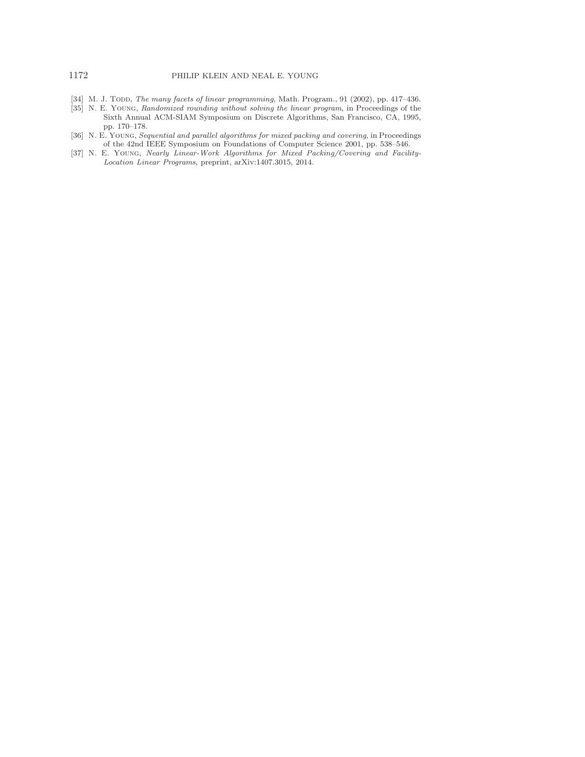[34] M. J. Todd, *The many facets of linear programming*, Math. Program., 91 (2002), pp. 417–436.

[35] N. E. Young, *Randomized rounding without solving the linear program*, in Proceedings of the Sixth Annual ACM-SIAM Symposium on Discrete Algorithms, San Francisco, CA, 1995, pp. 170–178.

[36] N. E. Young, *Sequential and parallel algorithms for mixed packing and covering*, in Proceedings of the 42nd IEEE Symposium on Foundations of Computer Science 2001, pp. 538–546.

[37] N. E. Young, *Nearly Linear-Work Algorithms for Mixed Packing/Covering and Facility-Location Linear Programs*, preprint, arXiv:1407.3015, 2014.